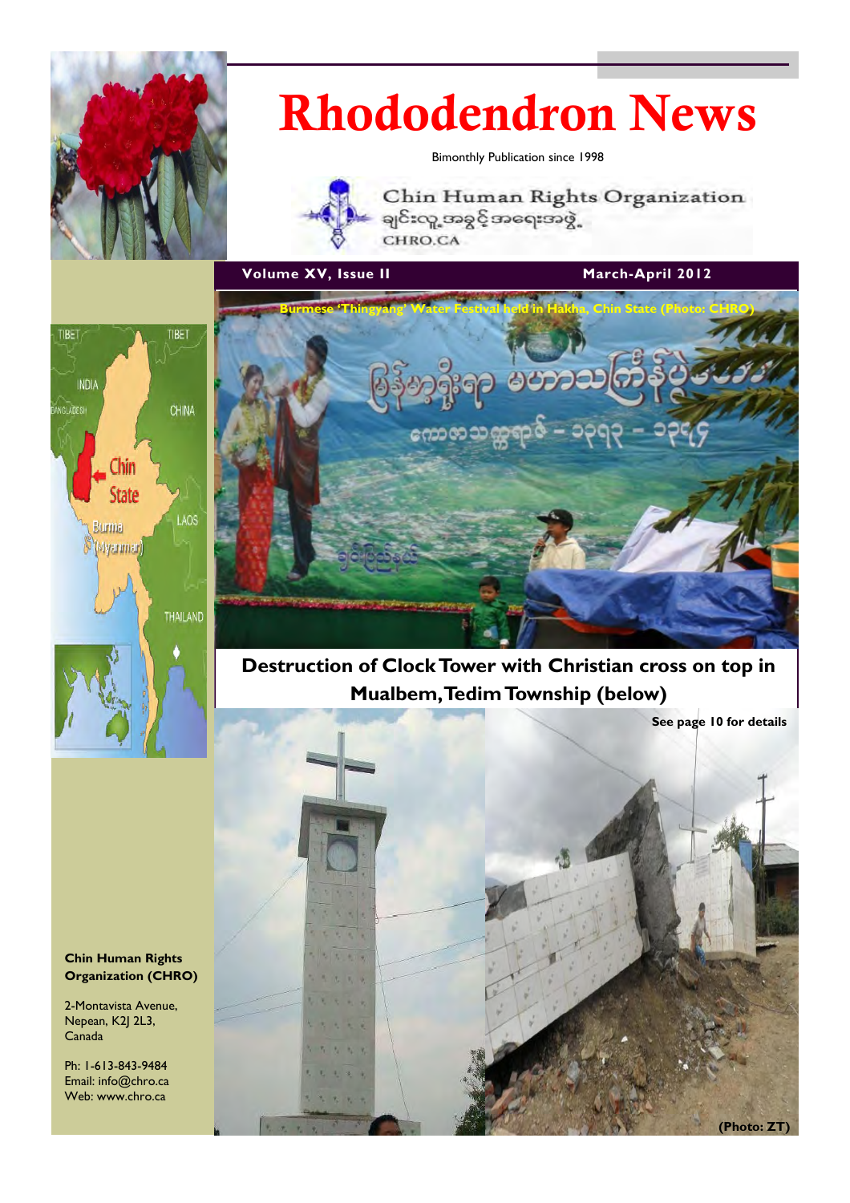# Rhododendron News

Bimonthly Publication since 1998

Chin Human Rights Organization
ချင်းလူ့အခွင့်အရေးအဖွဲ့
CHRO.CA

**Volume XV, Issue II** | **March-April 2012**

**Burmese 'Thingyang' Water Festival held in Hakha, Chin State (Photo: CHRO)**

## Destruction of Clock Tower with Christian cross on top in Mualbem, Tedim Township (below)

**See page 10 for details**

**(Photo: ZT)**

**Chin Human Rights Organization (CHRO)**

2-Montavista Avenue,
Nepean, K2J 2L3,
Canada

Ph: 1-613-843-9484
Email: info@chro.ca
Web: www.chro.ca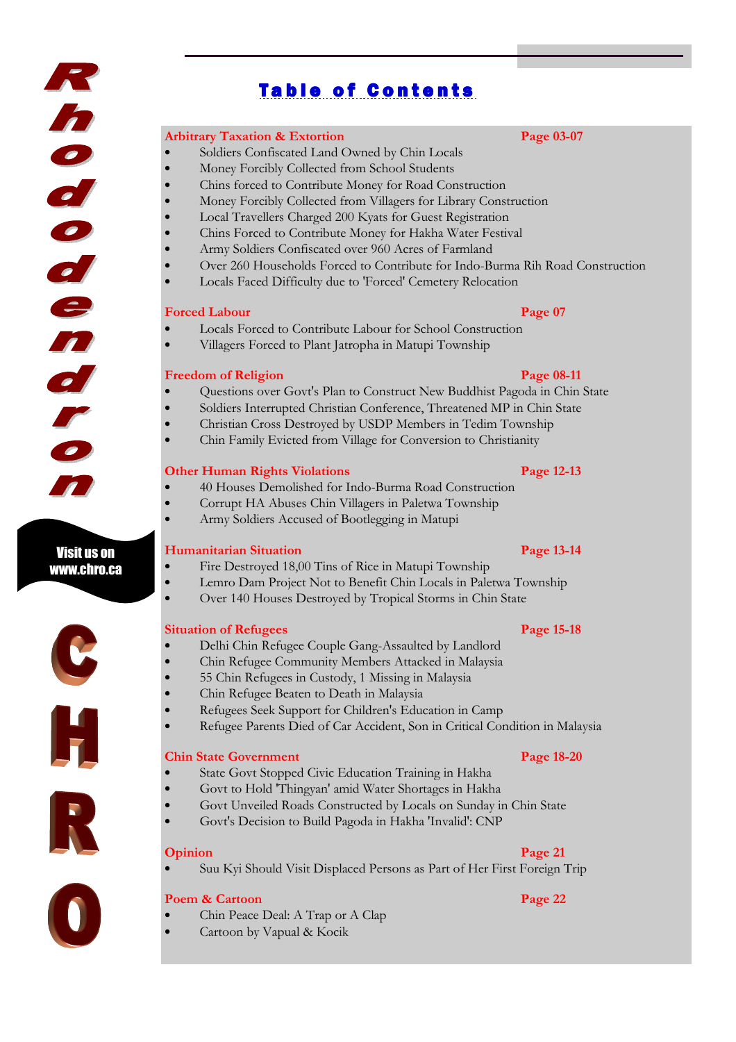# Table of Contents

**Arbitrary Taxation & Extortion** — Page 03-07

- Soldiers Confiscated Land Owned by Chin Locals
- Money Forcibly Collected from School Students
- Chins forced to Contribute Money for Road Construction
- Money Forcibly Collected from Villagers for Library Construction
- Local Travellers Charged 200 Kyats for Guest Registration
- Chins Forced to Contribute Money for Hakha Water Festival
- Army Soldiers Confiscated over 960 Acres of Farmland
- Over 260 Households Forced to Contribute for Indo-Burma Rih Road Construction
- Locals Faced Difficulty due to 'Forced' Cemetery Relocation

**Forced Labour** — Page 07

- Locals Forced to Contribute Labour for School Construction
- Villagers Forced to Plant Jatropha in Matupi Township

**Freedom of Religion** — Page 08-11

- Questions over Govt's Plan to Construct New Buddhist Pagoda in Chin State
- Soldiers Interrupted Christian Conference, Threatened MP in Chin State
- Christian Cross Destroyed by USDP Members in Tedim Township
- Chin Family Evicted from Village for Conversion to Christianity

**Other Human Rights Violations** — Page 12-13

- 40 Houses Demolished for Indo-Burma Road Construction
- Corrupt HA Abuses Chin Villagers in Paletwa Township
- Army Soldiers Accused of Bootlegging in Matupi

**Humanitarian Situation** — Page 13-14

- Fire Destroyed 18,00 Tins of Rice in Matupi Township
- Lemro Dam Project Not to Benefit Chin Locals in Paletwa Township
- Over 140 Houses Destroyed by Tropical Storms in Chin State

**Situation of Refugees** — Page 15-18

- Delhi Chin Refugee Couple Gang-Assaulted by Landlord
- Chin Refugee Community Members Attacked in Malaysia
- 55 Chin Refugees in Custody, 1 Missing in Malaysia
- Chin Refugee Beaten to Death in Malaysia
- Refugees Seek Support for Children's Education in Camp
- Refugee Parents Died of Car Accident, Son in Critical Condition in Malaysia

**Chin State Government** — Page 18-20

- State Govt Stopped Civic Education Training in Hakha
- Govt to Hold 'Thingyan' amid Water Shortages in Hakha
- Govt Unveiled Roads Constructed by Locals on Sunday in Chin State
- Govt's Decision to Build Pagoda in Hakha 'Invalid': CNP

**Opinion** — Page 21

- Suu Kyi Should Visit Displaced Persons as Part of Her First Foreign Trip

**Poem & Cartoon** — Page 22

- Chin Peace Deal: A Trap or A Clap
- Cartoon by Vapual & Kocik

Rhododendron

Visit us on www.chro.ca

CHRO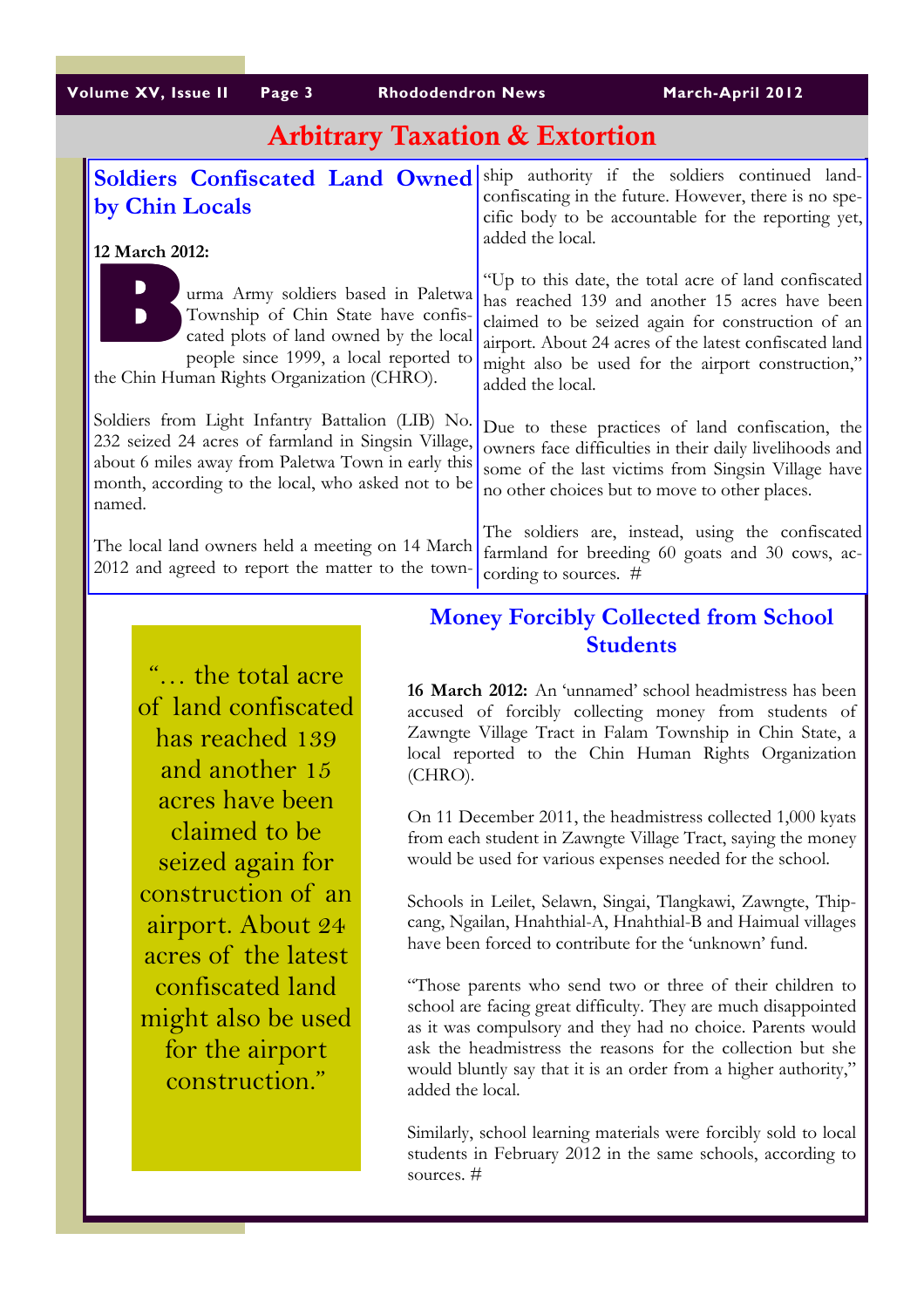# Arbitrary Taxation & Extortion

## Soldiers Confiscated Land Owned by Chin Locals

**12 March 2012:**

Burma Army soldiers based in Paletwa Township of Chin State have confiscated plots of land owned by the local people since 1999, a local reported to the Chin Human Rights Organization (CHRO).

Soldiers from Light Infantry Battalion (LIB) No. 232 seized 24 acres of farmland in Singsin Village, about 6 miles away from Paletwa Town in early this month, according to the local, who asked not to be named.

The local land owners held a meeting on 14 March 2012 and agreed to report the matter to the township authority if the soldiers continued land-confiscating in the future. However, there is no specific body to be accountable for the reporting yet, added the local.

"Up to this date, the total acre of land confiscated has reached 139 and another 15 acres have been claimed to be seized again for construction of an airport. About 24 acres of the latest confiscated land might also be used for the airport construction," added the local.

Due to these practices of land confiscation, the owners face difficulties in their daily livelihoods and some of the last victims from Singsin Village have no other choices but to move to other places.

The soldiers are, instead, using the confiscated farmland for breeding 60 goats and 30 cows, according to sources. #

> "… the total acre of land confiscated has reached 139 and another 15 acres have been claimed to be seized again for construction of an airport. About 24 acres of the latest confiscated land might also be used for the airport construction."

## Money Forcibly Collected from School Students

**16 March 2012:** An 'unnamed' school headmistress has been accused of forcibly collecting money from students of Zawngte Village Tract in Falam Township in Chin State, a local reported to the Chin Human Rights Organization (CHRO).

On 11 December 2011, the headmistress collected 1,000 kyats from each student in Zawngte Village Tract, saying the money would be used for various expenses needed for the school.

Schools in Leilet, Selawn, Singai, Tlangkawi, Zawngte, Thipcang, Ngailan, Hnahthial-A, Hnahthial-B and Haimual villages have been forced to contribute for the 'unknown' fund.

"Those parents who send two or three of their children to school are facing great difficulty. They are much disappointed as it was compulsory and they had no choice. Parents would ask the headmistress the reasons for the collection but she would bluntly say that it is an order from a higher authority," added the local.

Similarly, school learning materials were forcibly sold to local students in February 2012 in the same schools, according to sources. #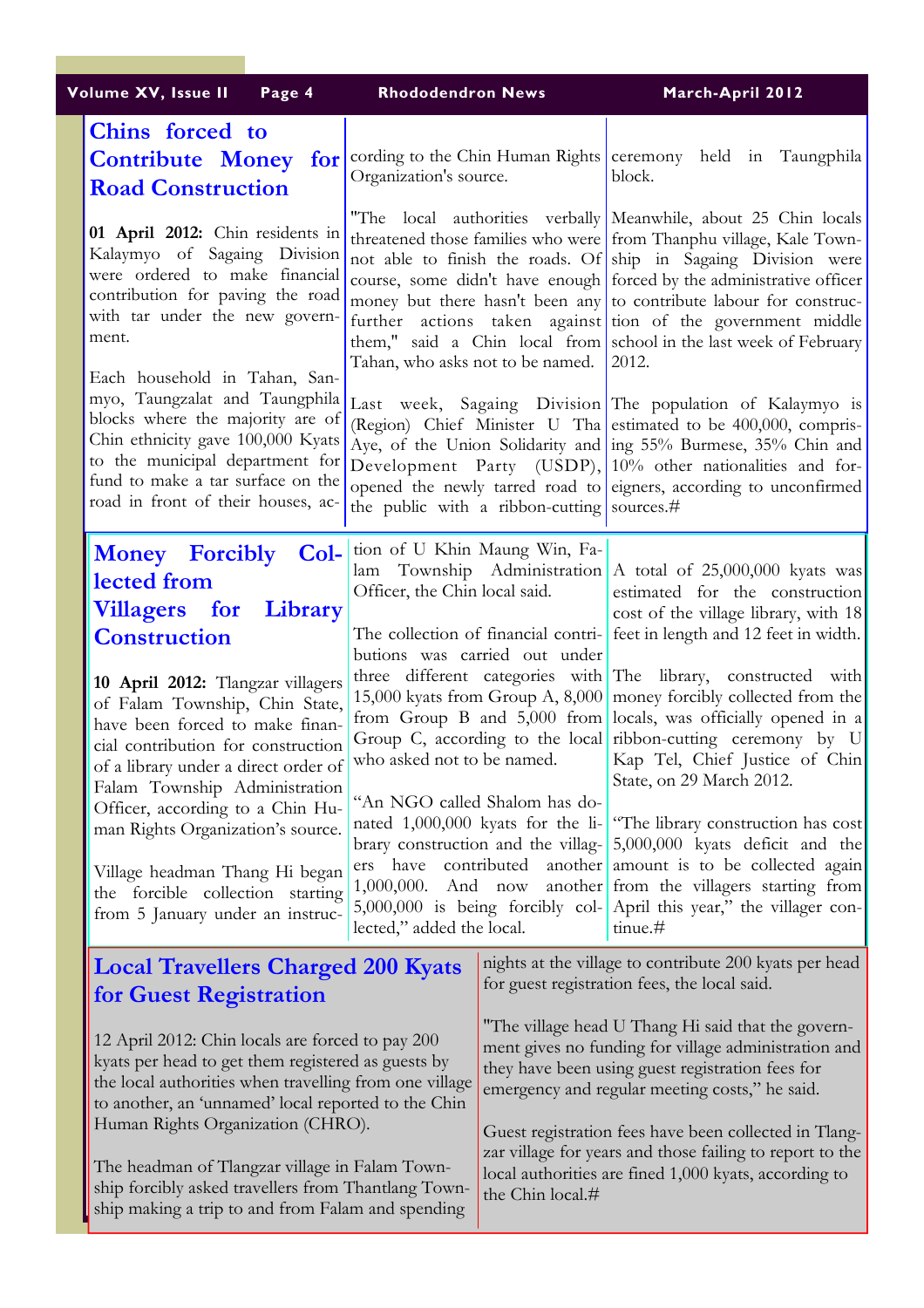## Chins forced to Contribute Money for Road Construction

**01 April 2012:** Chin residents in Kalaymyo of Sagaing Division were ordered to make financial contribution for paving the road with tar under the new government.

Each household in Tahan, Sanmyo, Taungzalat and Taungphila blocks where the majority are of Chin ethnicity gave 100,000 Kyats to the municipal department for fund to make a tar surface on the road in front of their houses, according to the Chin Human Rights Organization's source.

"The local authorities verbally threatened those families who were not able to finish the roads. Of course, some didn't have enough money but there hasn't been any further actions taken against them," said a Chin local from Tahan, who asks not to be named.

Last week, Sagaing Division (Region) Chief Minister U Tha Aye, of the Union Solidarity and Development Party (USDP), opened the newly tarred road to the public with a ribbon-cutting ceremony held in Taungphila block.

Meanwhile, about 25 Chin locals from Thanphu village, Kale Township in Sagaing Division were forced by the administrative officer to contribute labour for construction of the government middle school in the last week of February 2012.

The population of Kalaymyo is estimated to be 400,000, comprising 55% Burmese, 35% Chin and 10% other nationalities and foreigners, according to unconfirmed sources.#

## Money Forcibly Collected from Villagers for Library Construction

**10 April 2012:** Tlangzar villagers of Falam Township, Chin State, have been forced to make financial contribution for construction of a library under a direct order of Falam Township Administration Officer, according to a Chin Human Rights Organization's source.

Village headman Thang Hi began the forcible collection starting from 5 January under an instruction of U Khin Maung Win, Falam Township Administration Officer, the Chin local said.

The collection of financial contributions was carried out under three different categories with 15,000 kyats from Group A, 8,000 from Group B and 5,000 from Group C, according to the local who asked not to be named.

"An NGO called Shalom has donated 1,000,000 kyats for the library construction and the villagers have contributed another 1,000,000. And now another 5,000,000 is being forcibly collected," added the local.

A total of 25,000,000 kyats was estimated for the construction cost of the village library, with 18 feet in length and 12 feet in width.

The library, constructed with money forcibly collected from the locals, was officially opened in a ribbon-cutting ceremony by U Kap Tel, Chief Justice of Chin State, on 29 March 2012.

"The library construction has cost 5,000,000 kyats deficit and the amount is to be collected again from the villagers starting from April this year," the villager continue.#

## Local Travellers Charged 200 Kyats for Guest Registration

12 April 2012: Chin locals are forced to pay 200 kyats per head to get them registered as guests by the local authorities when travelling from one village to another, an 'unnamed' local reported to the Chin Human Rights Organization (CHRO).

The headman of Tlangzar village in Falam Township forcibly asked travellers from Thantlang Township making a trip to and from Falam and spending nights at the village to contribute 200 kyats per head for guest registration fees, the local said.

"The village head U Thang Hi said that the government gives no funding for village administration and they have been using guest registration fees for emergency and regular meeting costs," he said.

Guest registration fees have been collected in Tlangzar village for years and those failing to report to the local authorities are fined 1,000 kyats, according to the Chin local.#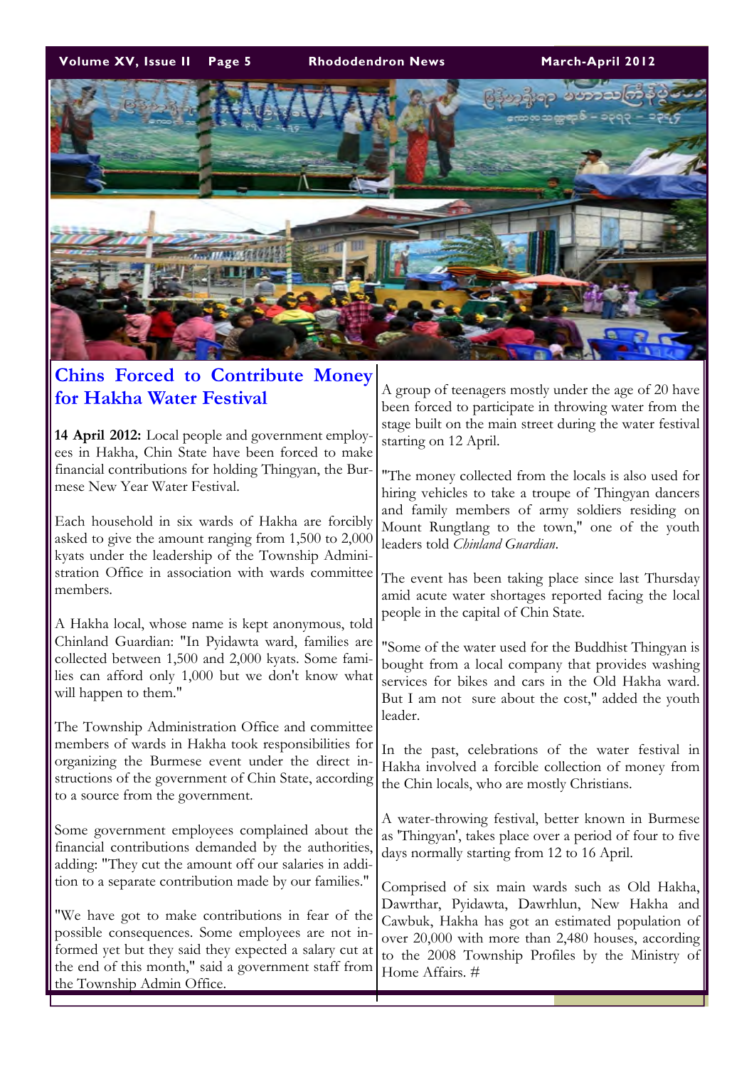# Chins Forced to Contribute Money for Hakha Water Festival

**14 April 2012:** Local people and government employees in Hakha, Chin State have been forced to make financial contributions for holding Thingyan, the Burmese New Year Water Festival.

Each household in six wards of Hakha are forcibly asked to give the amount ranging from 1,500 to 2,000 kyats under the leadership of the Township Administration Office in association with wards committee members.

A Hakha local, whose name is kept anonymous, told Chinland Guardian: "In Pyidawta ward, families are collected between 1,500 and 2,000 kyats. Some families can afford only 1,000 but we don't know what will happen to them."

The Township Administration Office and committee members of wards in Hakha took responsibilities for organizing the Burmese event under the direct instructions of the government of Chin State, according to a source from the government.

Some government employees complained about the financial contributions demanded by the authorities, adding: "They cut the amount off our salaries in addition to a separate contribution made by our families."

"We have got to make contributions in fear of the possible consequences. Some employees are not informed yet but they said they expected a salary cut at the end of this month," said a government staff from the Township Admin Office.

A group of teenagers mostly under the age of 20 have been forced to participate in throwing water from the stage built on the main street during the water festival starting on 12 April.

"The money collected from the locals is also used for hiring vehicles to take a troupe of Thingyan dancers and family members of army soldiers residing on Mount Rungtlang to the town," one of the youth leaders told *Chinland Guardian*.

The event has been taking place since last Thursday amid acute water shortages reported facing the local people in the capital of Chin State.

"Some of the water used for the Buddhist Thingyan is bought from a local company that provides washing services for bikes and cars in the Old Hakha ward. But I am not sure about the cost," added the youth leader.

In the past, celebrations of the water festival in Hakha involved a forcible collection of money from the Chin locals, who are mostly Christians.

A water-throwing festival, better known in Burmese as 'Thingyan', takes place over a period of four to five days normally starting from 12 to 16 April.

Comprised of six main wards such as Old Hakha, Dawrthar, Pyidawta, Dawrhlun, New Hakha and Cawbuk, Hakha has got an estimated population of over 20,000 with more than 2,480 houses, according to the 2008 Township Profiles by the Ministry of Home Affairs. #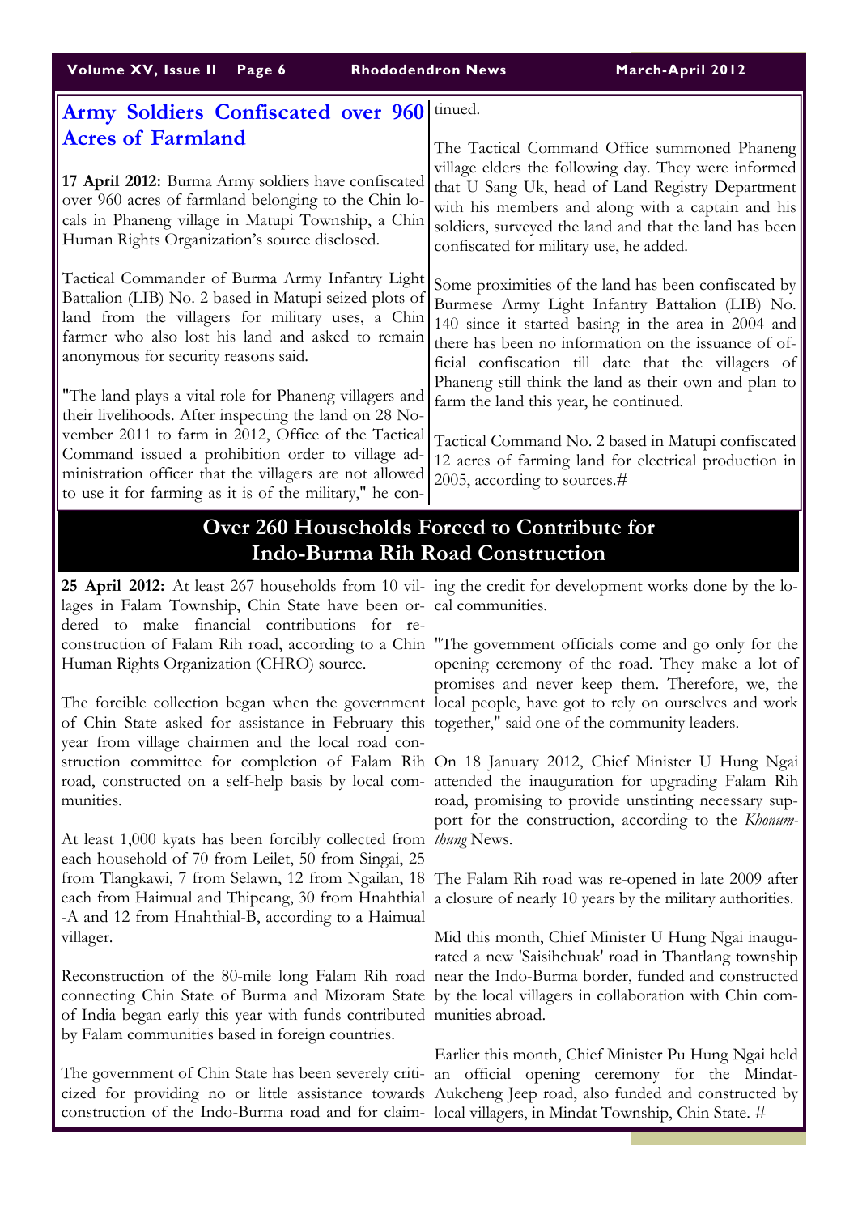## Army Soldiers Confiscated over 960 Acres of Farmland

**17 April 2012:** Burma Army soldiers have confiscated over 960 acres of farmland belonging to the Chin locals in Phaneng village in Matupi Township, a Chin Human Rights Organization's source disclosed.

Tactical Commander of Burma Army Infantry Light Battalion (LIB) No. 2 based in Matupi seized plots of land from the villagers for military uses, a Chin farmer who also lost his land and asked to remain anonymous for security reasons said.

"The land plays a vital role for Phaneng villagers and their livelihoods. After inspecting the land on 28 November 2011 to farm in 2012, Office of the Tactical Command issued a prohibition order to village administration officer that the villagers are not allowed to use it for farming as it is of the military," he continued.

The Tactical Command Office summoned Phaneng village elders the following day. They were informed that U Sang Uk, head of Land Registry Department with his members and along with a captain and his soldiers, surveyed the land and that the land has been confiscated for military use, he added.

Some proximities of the land has been confiscated by Burmese Army Light Infantry Battalion (LIB) No. 140 since it started basing in the area in 2004 and there has been no information on the issuance of official confiscation till date that the villagers of Phaneng still think the land as their own and plan to farm the land this year, he continued.

Tactical Command No. 2 based in Matupi confiscated 12 acres of farming land for electrical production in 2005, according to sources.#

## Over 260 Households Forced to Contribute for Indo-Burma Rih Road Construction

**25 April 2012:** At least 267 households from 10 villages in Falam Township, Chin State have been ordered to make financial contributions for reconstruction of Falam Rih road, according to a Chin Human Rights Organization (CHRO) source.

The forcible collection began when the government of Chin State asked for assistance in February this year from village chairmen and the local road construction committee for completion of Falam Rih road, constructed on a self-help basis by local communities.

At least 1,000 kyats has been forcibly collected from each household of 70 from Leilet, 50 from Singai, 25 from Tlangkawi, 7 from Selawn, 12 from Ngailan, 18 each from Haimual and Thipcang, 30 from Hnahthial-A and 12 from Hnahthial-B, according to a Haimual villager.

Reconstruction of the 80-mile long Falam Rih road connecting Chin State of Burma and Mizoram State of India began early this year with funds contributed by Falam communities based in foreign countries.

The government of Chin State has been severely criticized for providing no or little assistance towards construction of the Indo-Burma road and for claiming the credit for development works done by the local communities.

"The government officials come and go only for the opening ceremony of the road. They make a lot of promises and never keep them. Therefore, we, the local people, have got to rely on ourselves and work together," said one of the community leaders.

On 18 January 2012, Chief Minister U Hung Ngai attended the inauguration for upgrading Falam Rih road, promising to provide unstinting necessary support for the construction, according to the *Khonumthung* News.

The Falam Rih road was re-opened in late 2009 after a closure of nearly 10 years by the military authorities.

Mid this month, Chief Minister U Hung Ngai inaugurated a new 'Saisihchuak' road in Thantlang township near the Indo-Burma border, funded and constructed by the local villagers in collaboration with Chin communities abroad.

Earlier this month, Chief Minister Pu Hung Ngai held an official opening ceremony for the Mindat-Aukcheng Jeep road, also funded and constructed by local villagers, in Mindat Township, Chin State. #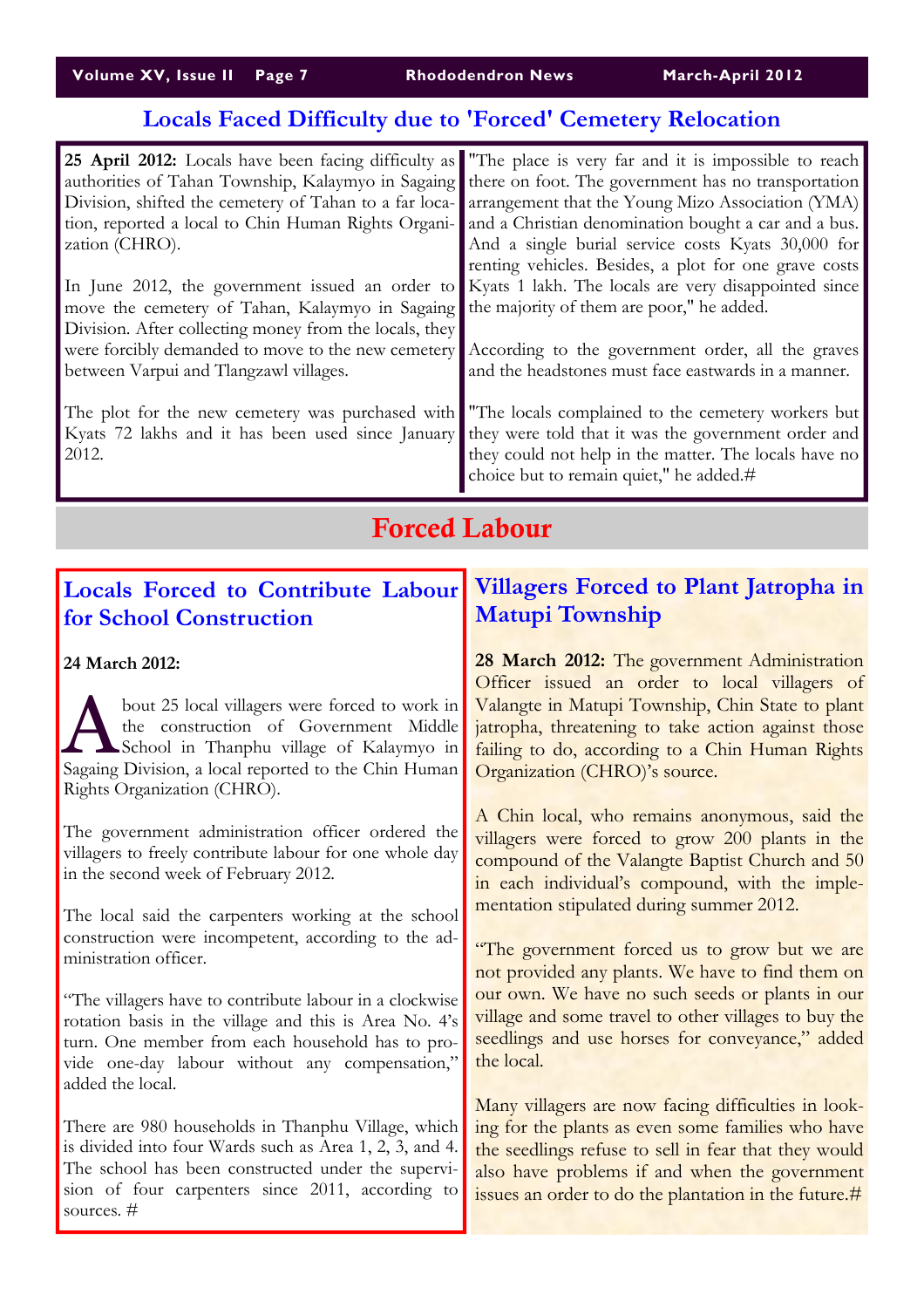## Locals Faced Difficulty due to 'Forced' Cemetery Relocation

**25 April 2012:** Locals have been facing difficulty as authorities of Tahan Township, Kalaymyo in Sagaing Division, shifted the cemetery of Tahan to a far location, reported a local to Chin Human Rights Organization (CHRO).

In June 2012, the government issued an order to move the cemetery of Tahan, Kalaymyo in Sagaing Division. After collecting money from the locals, they were forcibly demanded to move to the new cemetery between Varpui and Tlangzawl villages.

The plot for the new cemetery was purchased with Kyats 72 lakhs and it has been used since January 2012.

"The place is very far and it is impossible to reach there on foot. The government has no transportation arrangement that the Young Mizo Association (YMA) and a Christian denomination bought a car and a bus. And a single burial service costs Kyats 30,000 for renting vehicles. Besides, a plot for one grave costs Kyats 1 lakh. The locals are very disappointed since the majority of them are poor," he added.

According to the government order, all the graves and the headstones must face eastwards in a manner.

"The locals complained to the cemetery workers but they were told that it was the government order and they could not help in the matter. The locals have no choice but to remain quiet," he added.#

# Forced Labour

## Locals Forced to Contribute Labour for School Construction

**24 March 2012:**

About 25 local villagers were forced to work in the construction of Government Middle School in Thanphu village of Kalaymyo in Sagaing Division, a local reported to the Chin Human Rights Organization (CHRO).

The government administration officer ordered the villagers to freely contribute labour for one whole day in the second week of February 2012.

The local said the carpenters working at the school construction were incompetent, according to the administration officer.

"The villagers have to contribute labour in a clockwise rotation basis in the village and this is Area No. 4's turn. One member from each household has to provide one-day labour without any compensation," added the local.

There are 980 households in Thanphu Village, which is divided into four Wards such as Area 1, 2, 3, and 4. The school has been constructed under the supervision of four carpenters since 2011, according to sources. #

## Villagers Forced to Plant Jatropha in Matupi Township

**28 March 2012:** The government Administration Officer issued an order to local villagers of Valangte in Matupi Township, Chin State to plant jatropha, threatening to take action against those failing to do, according to a Chin Human Rights Organization (CHRO)'s source.

A Chin local, who remains anonymous, said the villagers were forced to grow 200 plants in the compound of the Valangte Baptist Church and 50 in each individual's compound, with the implementation stipulated during summer 2012.

"The government forced us to grow but we are not provided any plants. We have to find them on our own. We have no such seeds or plants in our village and some travel to other villages to buy the seedlings and use horses for conveyance," added the local.

Many villagers are now facing difficulties in looking for the plants as even some families who have the seedlings refuse to sell in fear that they would also have problems if and when the government issues an order to do the plantation in the future.#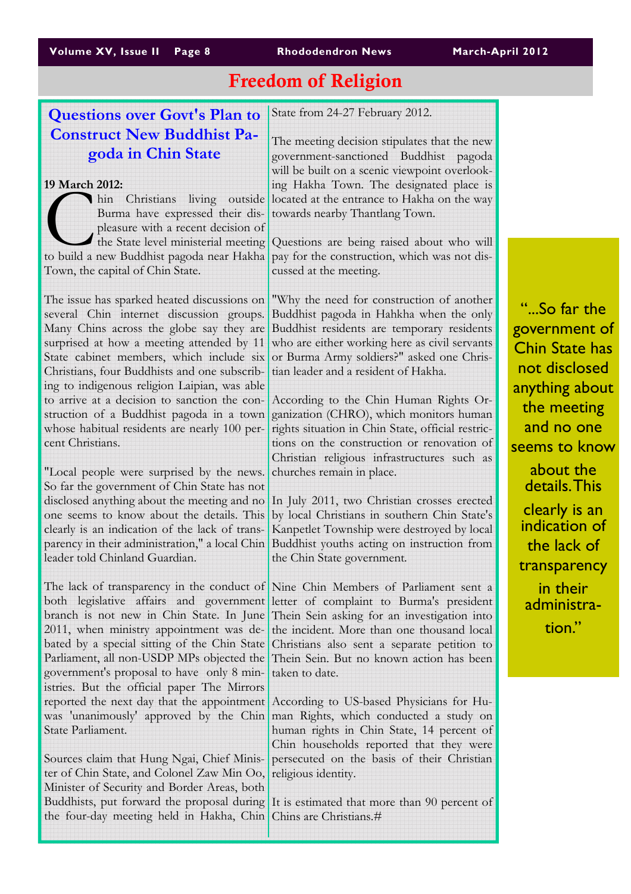# Freedom of Religion

## Questions over Govt's Plan to Construct New Buddhist Pagoda in Chin State

**19 March 2012:**

Chin Christians living outside Burma have expressed their displeasure with a recent decision of the State level ministerial meeting to build a new Buddhist pagoda near Hakha Town, the capital of Chin State.

The issue has sparked heated discussions on several Chin internet discussion groups. Many Chins across the globe say they are surprised at how a meeting attended by 11 State cabinet members, which include six Christians, four Buddhists and one subscribing to indigenous religion Laipian, was able to arrive at a decision to sanction the construction of a Buddhist pagoda in a town whose habitual residents are nearly 100 percent Christians.

"Local people were surprised by the news. So far the government of Chin State has not disclosed anything about the meeting and no one seems to know about the details. This clearly is an indication of the lack of transparency in their administration," a local Chin leader told Chinland Guardian.

The lack of transparency in the conduct of both legislative affairs and government branch is not new in Chin State. In June 2011, when ministry appointment was debated by a special sitting of the Chin State Parliament, all non-USDP MPs objected the government's proposal to have only 8 ministries. But the official paper The Mirrors reported the next day that the appointment was 'unanimously' approved by the Chin State Parliament.

Sources claim that Hung Ngai, Chief Minister of Chin State, and Colonel Zaw Min Oo, Minister of Security and Border Areas, both Buddhists, put forward the proposal during the four-day meeting held in Hakha, Chin State from 24-27 February 2012.

The meeting decision stipulates that the new government-sanctioned Buddhist pagoda will be built on a scenic viewpoint overlooking Hakha Town. The designated place is located at the entrance to Hakha on the way towards nearby Thantlang Town.

Questions are being raised about who will pay for the construction, which was not discussed at the meeting.

"Why the need for construction of another Buddhist pagoda in Hahkha when the only Buddhist residents are temporary residents who are either working here as civil servants or Burma Army soldiers?" asked one Christian leader and a resident of Hakha.

According to the Chin Human Rights Organization (CHRO), which monitors human rights situation in Chin State, official restrictions on the construction or renovation of Christian religious infrastructures such as churches remain in place.

In July 2011, two Christian crosses erected by local Christians in southern Chin State's Kanpetlet Township were destroyed by local Buddhist youths acting on instruction from the Chin State government.

Nine Chin Members of Parliament sent a letter of complaint to Burma's president Thein Sein asking for an investigation into the incident. More than one thousand local Christians also sent a separate petition to Thein Sein. But no known action has been taken to date.

According to US-based Physicians for Human Rights, which conducted a study on human rights in Chin State, 14 percent of Chin households reported that they were persecuted on the basis of their Christian religious identity.

It is estimated that more than 90 percent of Chins are Christians.#

> "...So far the government of Chin State has not disclosed anything about the meeting and no one seems to know about the details. This clearly is an indication of the lack of transparency in their administration."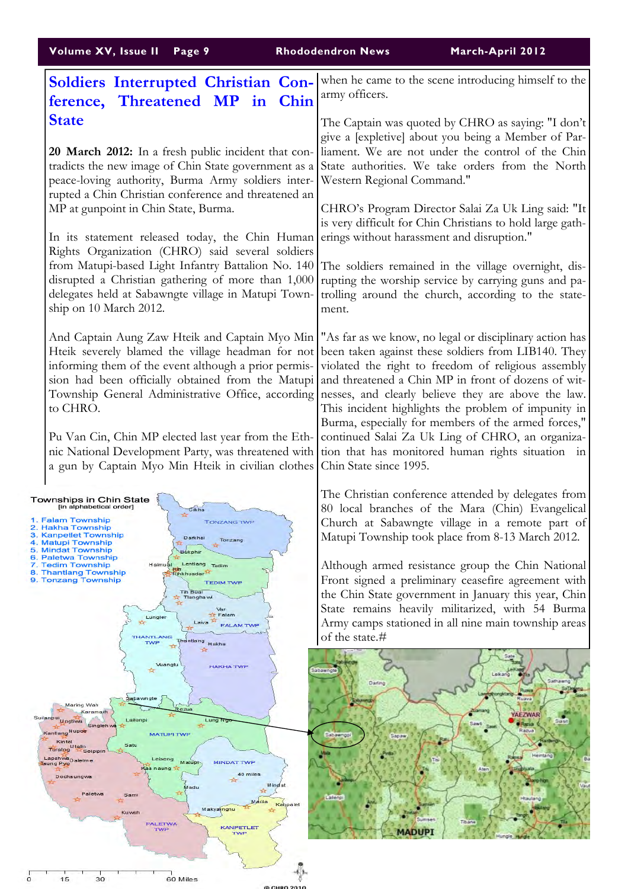# Soldiers Interrupted Christian Conference, Threatened MP in Chin State

**20 March 2012:** In a fresh public incident that contradicts the new image of Chin State government as a peace-loving authority, Burma Army soldiers interrupted a Chin Christian conference and threatened an MP at gunpoint in Chin State, Burma.

In its statement released today, the Chin Human Rights Organization (CHRO) said several soldiers from Matupi-based Light Infantry Battalion No. 140 disrupted a Christian gathering of more than 1,000 delegates held at Sabawngte village in Matupi Township on 10 March 2012.

And Captain Aung Zaw Hteik and Captain Myo Min Hteik severely blamed the village headman for not informing them of the event although a prior permission had been officially obtained from the Matupi Township General Administrative Office, according to CHRO.

Pu Van Cin, Chin MP elected last year from the Ethnic National Development Party, was threatened with a gun by Captain Myo Min Hteik in civilian clothes when he came to the scene introducing himself to the army officers.

The Captain was quoted by CHRO as saying: "I don't give a [expletive] about you being a Member of Parliament. We are not under the control of the Chin State authorities. We take orders from the North Western Regional Command."

CHRO's Program Director Salai Za Uk Ling said: "It is very difficult for Chin Christians to hold large gatherings without harassment and disruption."

The soldiers remained in the village overnight, disrupting the worship service by carrying guns and patrolling around the church, according to the statement.

"As far as we know, no legal or disciplinary action has been taken against these soldiers from LIB140. They violated the right to freedom of religious assembly and threatened a Chin MP in front of dozens of witnesses, and clearly believe they are above the law. This incident highlights the problem of impunity in Burma, especially for members of the armed forces," continued Salai Za Uk Ling of CHRO, an organization that has monitored human rights situation in Chin State since 1995.

The Christian conference attended by delegates from 80 local branches of the Mara (Chin) Evangelical Church at Sabawngte village in a remote part of Matupi Township took place from 8-13 March 2012.

Although armed resistance group the Chin National Front signed a preliminary ceasefire agreement with the Chin State government in January this year, Chin State remains heavily militarized, with 54 Burma Army camps stationed in all nine main township areas of the state.#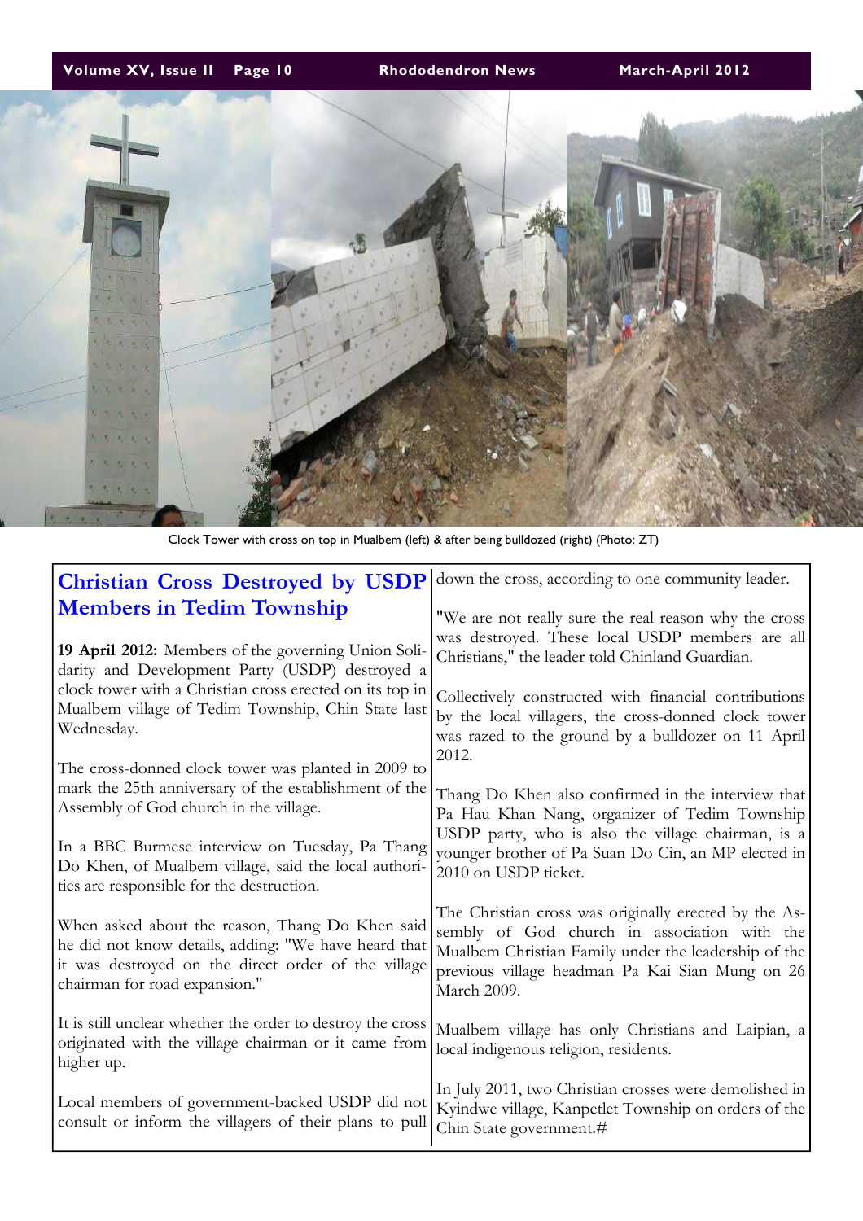Clock Tower with cross on top in Mualbem (left) & after being bulldozed (right) (Photo: ZT)

## Christian Cross Destroyed by USDP Members in Tedim Township

**19 April 2012:** Members of the governing Union Solidarity and Development Party (USDP) destroyed a clock tower with a Christian cross erected on its top in Mualbem village of Tedim Township, Chin State last Wednesday.

The cross-donned clock tower was planted in 2009 to mark the 25th anniversary of the establishment of the Assembly of God church in the village.

In a BBC Burmese interview on Tuesday, Pa Thang Do Khen, of Mualbem village, said the local authorities are responsible for the destruction.

When asked about the reason, Thang Do Khen said he did not know details, adding: "We have heard that it was destroyed on the direct order of the village chairman for road expansion."

It is still unclear whether the order to destroy the cross originated with the village chairman or it came from higher up.

Local members of government-backed USDP did not consult or inform the villagers of their plans to pull down the cross, according to one community leader.

"We are not really sure the real reason why the cross was destroyed. These local USDP members are all Christians," the leader told Chinland Guardian.

Collectively constructed with financial contributions by the local villagers, the cross-donned clock tower was razed to the ground by a bulldozer on 11 April 2012.

Thang Do Khen also confirmed in the interview that Pa Hau Khan Nang, organizer of Tedim Township USDP party, who is also the village chairman, is a younger brother of Pa Suan Do Cin, an MP elected in 2010 on USDP ticket.

The Christian cross was originally erected by the Assembly of God church in association with the Mualbem Christian Family under the leadership of the previous village headman Pa Kai Sian Mung on 26 March 2009.

Mualbem village has only Christians and Laipian, a local indigenous religion, residents.

In July 2011, two Christian crosses were demolished in Kyindwe village, Kanpetlet Township on orders of the Chin State government.#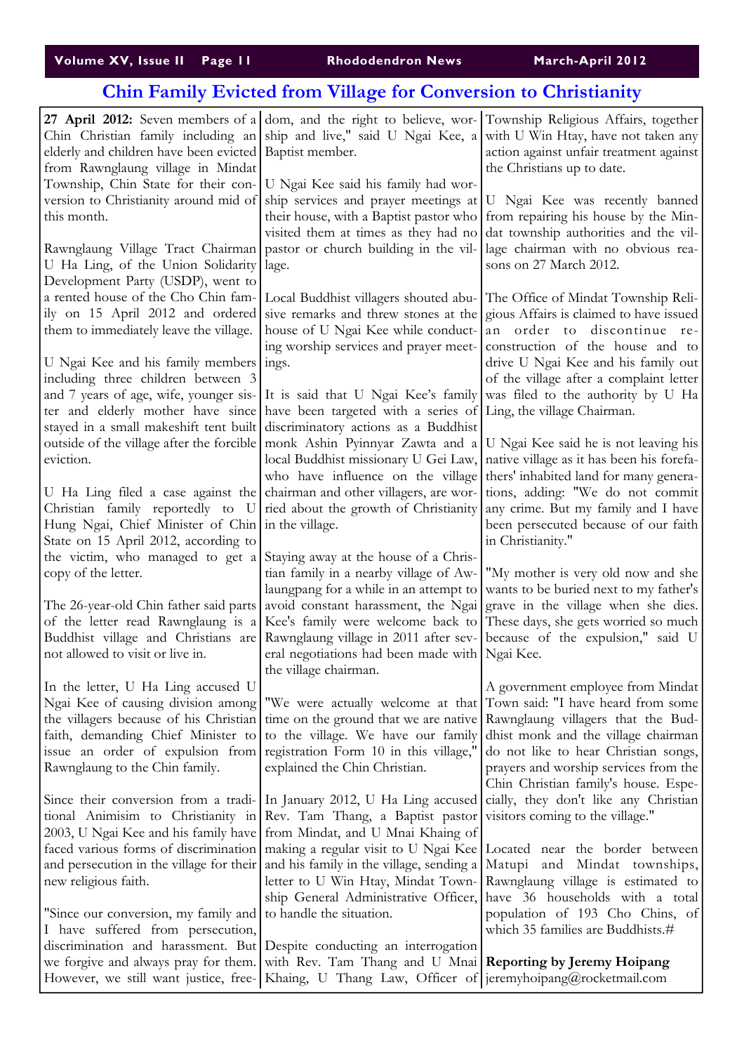# Chin Family Evicted from Village for Conversion to Christianity

**27 April 2012:** Seven members of a Chin Christian family including an elderly and children have been evicted from Rawnglaung village in Mindat Township, Chin State for their conversion to Christianity around mid of this month.

Rawnglaung Village Tract Chairman U Ha Ling, of the Union Solidarity Development Party (USDP), went to a rented house of the Cho Chin family on 15 April 2012 and ordered them to immediately leave the village.

U Ngai Kee and his family members including three children between 3 and 7 years of age, wife, younger sister and elderly mother have since stayed in a small makeshift tent built outside of the village after the forcible eviction.

U Ha Ling filed a case against the Christian family reportedly to U Hung Ngai, Chief Minister of Chin State on 15 April 2012, according to the victim, who managed to get a copy of the letter.

The 26-year-old Chin father said parts of the letter read Rawnglaung is a Buddhist village and Christians are not allowed to visit or live in.

In the letter, U Ha Ling accused U Ngai Kee of causing division among the villagers because of his Christian faith, demanding Chief Minister to issue an order of expulsion from Rawnglaung to the Chin family.

Since their conversion from a traditional Animisim to Christianity in 2003, U Ngai Kee and his family have faced various forms of discrimination and persecution in the village for their new religious faith.

"Since our conversion, my family and I have suffered from persecution, discrimination and harassment. But we forgive and always pray for them. However, we still want justice, freedom, and the right to believe, worship and live," said U Ngai Kee, a Baptist member.

U Ngai Kee said his family had worship services and prayer meetings at their house, with a Baptist pastor who visited them at times as they had no pastor or church building in the village.

Local Buddhist villagers shouted abusive remarks and threw stones at the house of U Ngai Kee while conducting worship services and prayer meetings.

It is said that U Ngai Kee's family have been targeted with a series of discriminatory actions as a Buddhist monk Ashin Pyinnyar Zawta and a local Buddhist missionary U Gei Law, who have influence on the village chairman and other villagers, are worried about the growth of Christianity in the village.

Staying away at the house of a Christian family in a nearby village of Awlaungpang for a while in an attempt to avoid constant harassment, the Ngai Kee's family were welcome back to Rawnglaung village in 2011 after several negotiations had been made with the village chairman.

"We were actually welcome at that time on the ground that we are native to the village. We have our family registration Form 10 in this village," explained the Chin Christian.

In January 2012, U Ha Ling accused Rev. Tam Thang, a Baptist pastor from Mindat, and U Mnai Khaing of making a regular visit to U Ngai Kee and his family in the village, sending a letter to U Win Htay, Mindat Township General Administrative Officer, to handle the situation.

Despite conducting an interrogation with Rev. Tam Thang and U Mnai Khaing, U Thang Law, Officer of Township Religious Affairs, together with U Win Htay, have not taken any action against unfair treatment against the Christians up to date.

U Ngai Kee was recently banned from repairing his house by the Mindat township authorities and the village chairman with no obvious reasons on 27 March 2012.

The Office of Mindat Township Religious Affairs is claimed to have issued an order to discontinue reconstruction of the house and to drive U Ngai Kee and his family out of the village after a complaint letter was filed to the authority by U Ha Ling, the village Chairman.

U Ngai Kee said he is not leaving his native village as it has been his forefathers' inhabited land for many generations, adding: "We do not commit any crime. But my family and I have been persecuted because of our faith in Christianity."

"My mother is very old now and she wants to be buried next to my father's grave in the village when she dies. These days, she gets worried so much because of the expulsion," said U Ngai Kee.

A government employee from Mindat Town said: "I have heard from some Rawnglaung villagers that the Buddhist monk and the village chairman do not like to hear Christian songs, prayers and worship services from the Chin Christian family's house. Especially, they don't like any Christian visitors coming to the village."

Located near the border between Matupi and Mindat townships, Rawnglaung village is estimated to have 36 households with a total population of 193 Cho Chins, of which 35 families are Buddhists.#

**Reporting by Jeremy Hoipang**
jeremyhoipang@rocketmail.com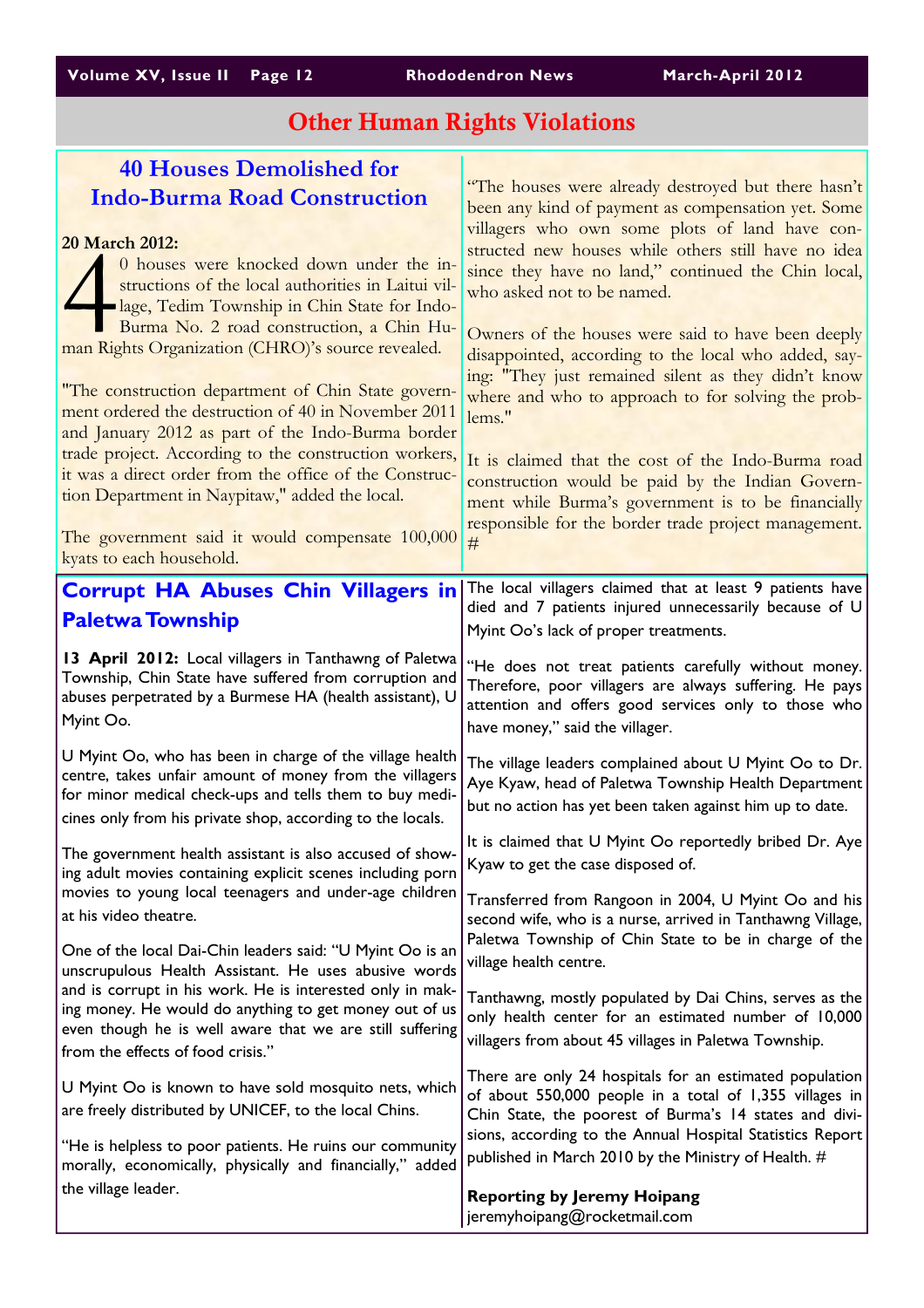## Other Human Rights Violations

### 40 Houses Demolished for Indo-Burma Road Construction

**20 March 2012:**

40 houses were knocked down under the instructions of the local authorities in Laitui village, Tedim Township in Chin State for Indo-Burma No. 2 road construction, a Chin Human Rights Organization (CHRO)'s source revealed.

"The construction department of Chin State government ordered the destruction of 40 in November 2011 and January 2012 as part of the Indo-Burma border trade project. According to the construction workers, it was a direct order from the office of the Construction Department in Naypitaw," added the local.

The government said it would compensate 100,000 kyats to each household.

"The houses were already destroyed but there hasn't been any kind of payment as compensation yet. Some villagers who own some plots of land have constructed new houses while others still have no idea since they have no land," continued the Chin local, who asked not to be named.

Owners of the houses were said to have been deeply disappointed, according to the local who added, saying: "They just remained silent as they didn't know where and who to approach to for solving the problems."

It is claimed that the cost of the Indo-Burma road construction would be paid by the Indian Government while Burma's government is to be financially responsible for the border trade project management. #

### Corrupt HA Abuses Chin Villagers in Paletwa Township

**13 April 2012:** Local villagers in Tanthawng of Paletwa Township, Chin State have suffered from corruption and abuses perpetrated by a Burmese HA (health assistant), U Myint Oo.

U Myint Oo, who has been in charge of the village health centre, takes unfair amount of money from the villagers for minor medical check-ups and tells them to buy medicines only from his private shop, according to the locals.

The government health assistant is also accused of showing adult movies containing explicit scenes including porn movies to young local teenagers and under-age children at his video theatre.

One of the local Dai-Chin leaders said: "U Myint Oo is an unscrupulous Health Assistant. He uses abusive words and is corrupt in his work. He is interested only in making money. He would do anything to get money out of us even though he is well aware that we are still suffering from the effects of food crisis."

U Myint Oo is known to have sold mosquito nets, which are freely distributed by UNICEF, to the local Chins.

"He is helpless to poor patients. He ruins our community morally, economically, physically and financially," added the village leader.

The local villagers claimed that at least 9 patients have died and 7 patients injured unnecessarily because of U Myint Oo's lack of proper treatments.

"He does not treat patients carefully without money. Therefore, poor villagers are always suffering. He pays attention and offers good services only to those who have money," said the villager.

The village leaders complained about U Myint Oo to Dr. Aye Kyaw, head of Paletwa Township Health Department but no action has yet been taken against him up to date.

It is claimed that U Myint Oo reportedly bribed Dr. Aye Kyaw to get the case disposed of.

Transferred from Rangoon in 2004, U Myint Oo and his second wife, who is a nurse, arrived in Tanthawng Village, Paletwa Township of Chin State to be in charge of the village health centre.

Tanthawng, mostly populated by Dai Chins, serves as the only health center for an estimated number of 10,000 villagers from about 45 villages in Paletwa Township.

There are only 24 hospitals for an estimated population of about 550,000 people in a total of 1,355 villages in Chin State, the poorest of Burma's 14 states and divisions, according to the Annual Hospital Statistics Report published in March 2010 by the Ministry of Health. #

**Reporting by Jeremy Hoipang**
jeremyhoipang@rocketmail.com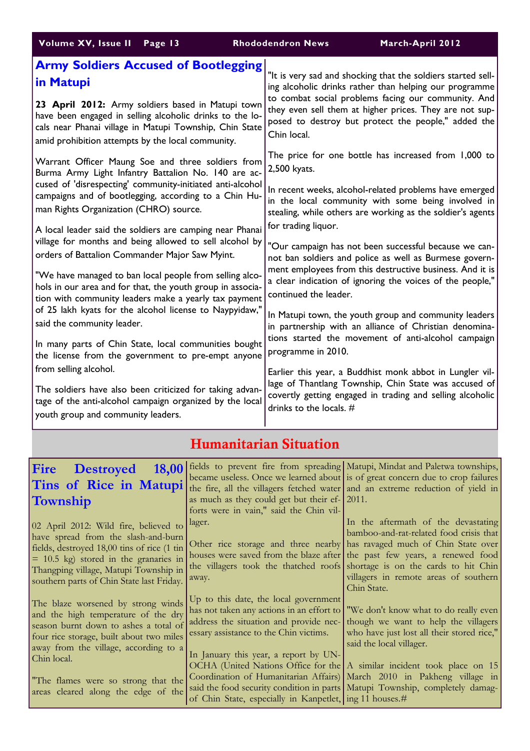## Army Soldiers Accused of Bootlegging in Matupi

**23 April 2012:** Army soldiers based in Matupi town have been engaged in selling alcoholic drinks to the locals near Phanai village in Matupi Township, Chin State amid prohibition attempts by the local community.

Warrant Officer Maung Soe and three soldiers from Burma Army Light Infantry Battalion No. 140 are accused of 'disrespecting' community-initiated anti-alcohol campaigns and of bootlegging, according to a Chin Human Rights Organization (CHRO) source.

A local leader said the soldiers are camping near Phanai village for months and being allowed to sell alcohol by orders of Battalion Commander Major Saw Myint.

"We have managed to ban local people from selling alcohols in our area and for that, the youth group in association with community leaders make a yearly tax payment of 25 lakh kyats for the alcohol license to Naypyidaw," said the community leader.

In many parts of Chin State, local communities bought the license from the government to pre-empt anyone from selling alcohol.

The soldiers have also been criticized for taking advantage of the anti-alcohol campaign organized by the local youth group and community leaders.

"It is very sad and shocking that the soldiers started selling alcoholic drinks rather than helping our programme to combat social problems facing our community. And they even sell them at higher prices. They are not supposed to destroy but protect the people," added the Chin local.

The price for one bottle has increased from 1,000 to 2,500 kyats.

In recent weeks, alcohol-related problems have emerged in the local community with some being involved in stealing, while others are working as the soldier's agents for trading liquor.

"Our campaign has not been successful because we cannot ban soldiers and police as well as Burmese government employees from this destructive business. And it is a clear indication of ignoring the voices of the people," continued the leader.

In Matupi town, the youth group and community leaders in partnership with an alliance of Christian denominations started the movement of anti-alcohol campaign programme in 2010.

Earlier this year, a Buddhist monk abbot in Lungler village of Thantlang Township, Chin State was accused of covertly getting engaged in trading and selling alcoholic drinks to the locals. #

# Humanitarian Situation

## Fire Destroyed 18,00 Tins of Rice in Matupi Township

02 April 2012: Wild fire, believed to have spread from the slash-and-burn fields, destroyed 18,00 tins of rice (1 tin = 10.5 kg) stored in the granaries in Thangping village, Matupi Township in southern parts of Chin State last Friday.

The blaze worsened by strong winds and the high temperature of the dry season burnt down to ashes a total of four rice storage, built about two miles away from the village, according to a Chin local.

"The flames were so strong that the areas cleared along the edge of the fields to prevent fire from spreading became useless. Once we learned about the fire, all the villagers fetched water as much as they could get but their efforts were in vain," said the Chin villager.

Other rice storage and three nearby houses were saved from the blaze after the villagers took the thatched roofs away.

Up to this date, the local government has not taken any actions in an effort to address the situation and provide necessary assistance to the Chin victims.

In January this year, a report by UN-OCHA (United Nations Office for the Coordination of Humanitarian Affairs) said the food security condition in parts of Chin State, especially in Kanpetlet, Matupi, Mindat and Paletwa townships, is of great concern due to crop failures and an extreme reduction of yield in 2011.

In the aftermath of the devastating bamboo-and-rat-related food crisis that has ravaged much of Chin State over the past few years, a renewed food shortage is on the cards to hit Chin villagers in remote areas of southern Chin State.

"We don't know what to do really even though we want to help the villagers who have just lost all their stored rice," said the local villager.

A similar incident took place on 15 March 2010 in Pakheng village in Matupi Township, completely damaging 11 houses.#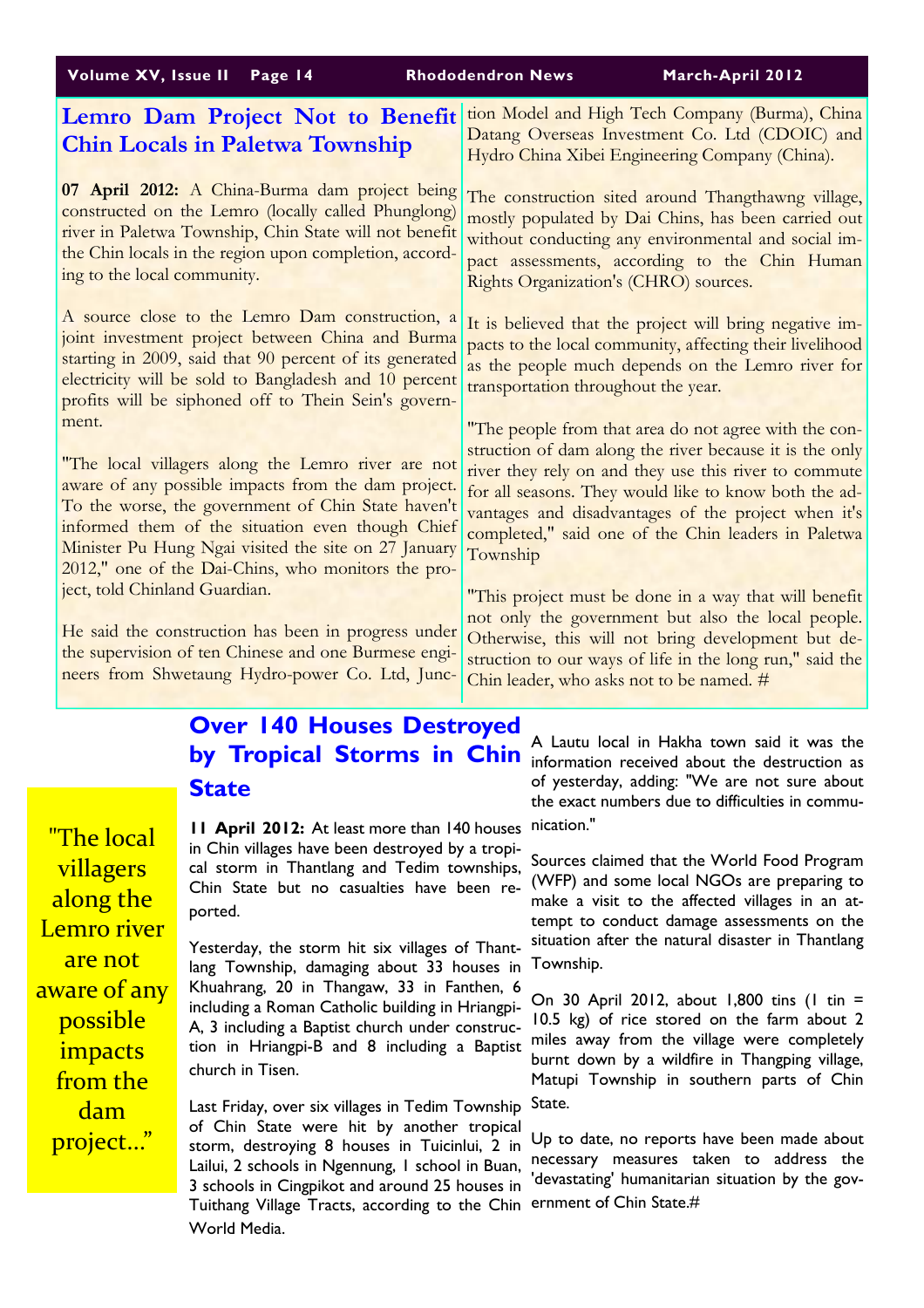## Lemro Dam Project Not to Benefit Chin Locals in Paletwa Township

**07 April 2012:** A China-Burma dam project being constructed on the Lemro (locally called Phunglong) river in Paletwa Township, Chin State will not benefit the Chin locals in the region upon completion, according to the local community.

A source close to the Lemro Dam construction, a joint investment project between China and Burma starting in 2009, said that 90 percent of its generated electricity will be sold to Bangladesh and 10 percent profits will be siphoned off to Thein Sein's government.

"The local villagers along the Lemro river are not aware of any possible impacts from the dam project. To the worse, the government of Chin State haven't informed them of the situation even though Chief Minister Pu Hung Ngai visited the site on 27 January 2012," one of the Dai-Chins, who monitors the project, told Chinland Guardian.

He said the construction has been in progress under the supervision of ten Chinese and one Burmese engineers from Shwetaung Hydro-power Co. Ltd, Junction Model and High Tech Company (Burma), China Datang Overseas Investment Co. Ltd (CDOIC) and Hydro China Xibei Engineering Company (China).

The construction sited around Thangthawng village, mostly populated by Dai Chins, has been carried out without conducting any environmental and social impact assessments, according to the Chin Human Rights Organization's (CHRO) sources.

It is believed that the project will bring negative impacts to the local community, affecting their livelihood as the people much depends on the Lemro river for transportation throughout the year.

"The people from that area do not agree with the construction of dam along the river because it is the only river they rely on and they use this river to commute for all seasons. They would like to know both the advantages and disadvantages of the project when it's completed," said one of the Chin leaders in Paletwa Township

"This project must be done in a way that will benefit not only the government but also the local people. Otherwise, this will not bring development but destruction to our ways of life in the long run," said the Chin leader, who asks not to be named. #

> "The local villagers along the Lemro river are not aware of any possible impacts from the dam project..."

## Over 140 Houses Destroyed by Tropical Storms in Chin State

**11 April 2012:** At least more than 140 houses in Chin villages have been destroyed by a tropical storm in Thantlang and Tedim townships, Chin State but no casualties have been reported.

Yesterday, the storm hit six villages of Thantlang Township, damaging about 33 houses in Khuahrang, 20 in Thangaw, 33 in Fanthen, 6 including a Roman Catholic building in Hriangpi-A, 3 including a Baptist church under construction in Hriangpi-B and 8 including a Baptist church in Tisen.

Last Friday, over six villages in Tedim Township of Chin State were hit by another tropical storm, destroying 8 houses in Tuicinlui, 2 in Lailui, 2 schools in Ngennung, 1 school in Buan, 3 schools in Cingpikot and around 25 houses in Tuithang Village Tracts, according to the Chin World Media.

A Lautu local in Hakha town said it was the information received about the destruction as of yesterday, adding: "We are not sure about the exact numbers due to difficulties in communication."

Sources claimed that the World Food Program (WFP) and some local NGOs are preparing to make a visit to the affected villages in an attempt to conduct damage assessments on the situation after the natural disaster in Thantlang Township.

On 30 April 2012, about 1,800 tins (1 tin = 10.5 kg) of rice stored on the farm about 2 miles away from the village were completely burnt down by a wildfire in Thangping village, Matupi Township in southern parts of Chin State.

Up to date, no reports have been made about necessary measures taken to address the 'devastating' humanitarian situation by the government of Chin State.#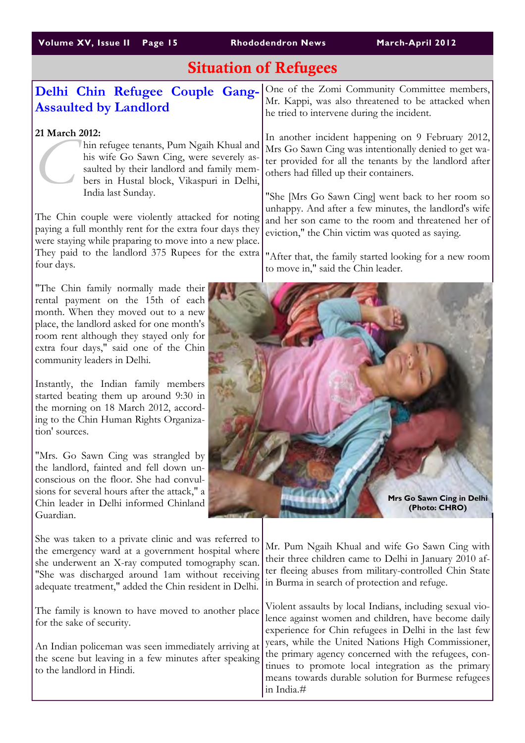# Situation of Refugees

## Delhi Chin Refugee Couple Gang-Assaulted by Landlord

**21 March 2012:**

Chin refugee tenants, Pum Ngaih Khual and his wife Go Sawn Cing, were severely assaulted by their landlord and family members in Hustal block, Vikaspuri in Delhi, India last Sunday.

The Chin couple were violently attacked for noting paying a full monthly rent for the extra four days they were staying while praparing to move into a new place. They paid to the landlord 375 Rupees for the extra four days.

"The Chin family normally made their rental payment on the 15th of each month. When they moved out to a new place, the landlord asked for one month's room rent although they stayed only for extra four days," said one of the Chin community leaders in Delhi.

Instantly, the Indian family members started beating them up around 9:30 in the morning on 18 March 2012, according to the Chin Human Rights Organization' sources.

"Mrs. Go Sawn Cing was strangled by the landlord, fainted and fell down unconscious on the floor. She had convulsions for several hours after the attack," a Chin leader in Delhi informed Chinland Guardian.

She was taken to a private clinic and was referred to the emergency ward at a government hospital where she underwent an X-ray computed tomography scan. "She was discharged around 1am without receiving adequate treatment," added the Chin resident in Delhi.

The family is known to have moved to another place for the sake of security.

An Indian policeman was seen immediately arriving at the scene but leaving in a few minutes after speaking to the landlord in Hindi.

One of the Zomi Community Committee members, Mr. Kappi, was also threatened to be attacked when he tried to intervene during the incident.

In another incident happening on 9 February 2012, Mrs Go Sawn Cing was intentionally denied to get water provided for all the tenants by the landlord after others had filled up their containers.

"She [Mrs Go Sawn Cing] went back to her room so unhappy. And after a few minutes, the landlord's wife and her son came to the room and threatened her of eviction," the Chin victim was quoted as saying.

"After that, the family started looking for a new room to move in," said the Chin leader.

**Mrs Go Sawn Cing in Delhi (Photo: CHRO)**

Mr. Pum Ngaih Khual and wife Go Sawn Cing with their three children came to Delhi in January 2010 after fleeing abuses from military-controlled Chin State in Burma in search of protection and refuge.

Violent assaults by local Indians, including sexual violence against women and children, have become daily experience for Chin refugees in Delhi in the last few years, while the United Nations High Commissioner, the primary agency concerned with the refugees, continues to promote local integration as the primary means towards durable solution for Burmese refugees in India.#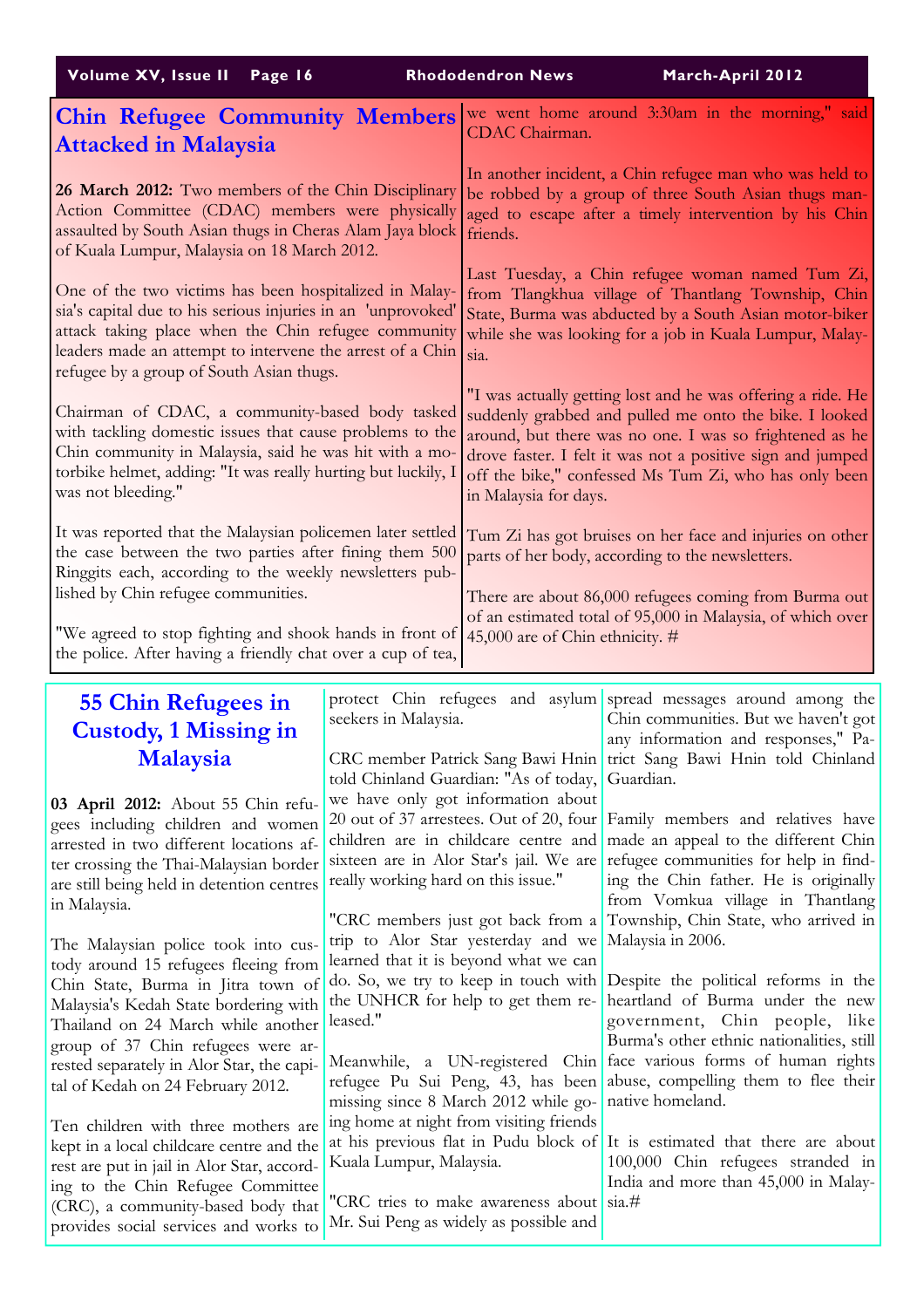## Chin Refugee Community Members Attacked in Malaysia

**26 March 2012:** Two members of the Chin Disciplinary Action Committee (CDAC) members were physically assaulted by South Asian thugs in Cheras Alam Jaya block of Kuala Lumpur, Malaysia on 18 March 2012.

One of the two victims has been hospitalized in Malaysia's capital due to his serious injuries in an 'unprovoked' attack taking place when the Chin refugee community leaders made an attempt to intervene the arrest of a Chin refugee by a group of South Asian thugs.

Chairman of CDAC, a community-based body tasked with tackling domestic issues that cause problems to the Chin community in Malaysia, said he was hit with a motorbike helmet, adding: "It was really hurting but luckily, I was not bleeding."

It was reported that the Malaysian policemen later settled the case between the two parties after fining them 500 Ringgits each, according to the weekly newsletters published by Chin refugee communities.

"We agreed to stop fighting and shook hands in front of the police. After having a friendly chat over a cup of tea, we went home around 3:30am in the morning," said CDAC Chairman.

In another incident, a Chin refugee man who was held to be robbed by a group of three South Asian thugs managed to escape after a timely intervention by his Chin friends.

Last Tuesday, a Chin refugee woman named Tum Zi, from Tlangkhua village of Thantlang Township, Chin State, Burma was abducted by a South Asian motor-biker while she was looking for a job in Kuala Lumpur, Malaysia.

"I was actually getting lost and he was offering a ride. He suddenly grabbed and pulled me onto the bike. I looked around, but there was no one. I was so frightened as he drove faster. I felt it was not a positive sign and jumped off the bike," confessed Ms Tum Zi, who has only been in Malaysia for days.

Tum Zi has got bruises on her face and injuries on other parts of her body, according to the newsletters.

There are about 86,000 refugees coming from Burma out of an estimated total of 95,000 in Malaysia, of which over 45,000 are of Chin ethnicity. #

## 55 Chin Refugees in Custody, 1 Missing in Malaysia

**03 April 2012:** About 55 Chin refugees including children and women arrested in two different locations after crossing the Thai-Malaysian border are still being held in detention centres in Malaysia.

The Malaysian police took into custody around 15 refugees fleeing from Chin State, Burma in Jitra town of Malaysia's Kedah State bordering with Thailand on 24 March while another group of 37 Chin refugees were arrested separately in Alor Star, the capital of Kedah on 24 February 2012.

Ten children with three mothers are kept in a local childcare centre and the rest are put in jail in Alor Star, according to the Chin Refugee Committee (CRC), a community-based body that provides social services and works to protect Chin refugees and asylum seekers in Malaysia.

CRC member Patrick Sang Bawi Hnin told Chinland Guardian: "As of today, we have only got information about 20 out of 37 arrestees. Out of 20, four children are in childcare centre and sixteen are in Alor Star's jail. We are really working hard on this issue."

"CRC members just got back from a trip to Alor Star yesterday and we learned that it is beyond what we can do. So, we try to keep in touch with the UNHCR for help to get them released."

Meanwhile, a UN-registered Chin refugee Pu Sui Peng, 43, has been missing since 8 March 2012 while going home at night from visiting friends at his previous flat in Pudu block of Kuala Lumpur, Malaysia.

"CRC tries to make awareness about Mr. Sui Peng as widely as possible and spread messages around among the Chin communities. But we haven't got any information and responses," Patrict Sang Bawi Hnin told Chinland Guardian.

Family members and relatives have made an appeal to the different Chin refugee communities for help in finding the Chin father. He is originally from Vomkua village in Thantlang Township, Chin State, who arrived in Malaysia in 2006.

Despite the political reforms in the heartland of Burma under the new government, Chin people, like Burma's other ethnic nationalities, still face various forms of human rights abuse, compelling them to flee their native homeland.

It is estimated that there are about 100,000 Chin refugees stranded in India and more than 45,000 in Malaysia.#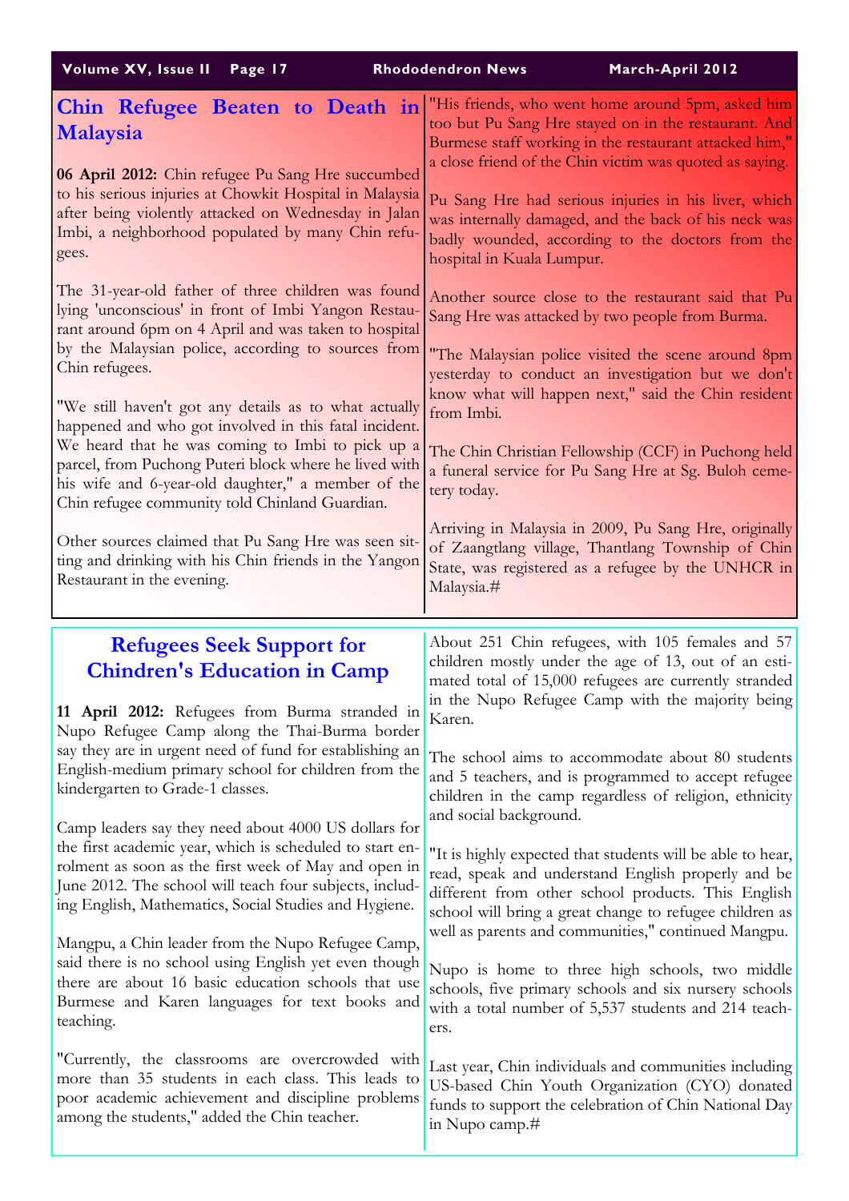## Chin Refugee Beaten to Death in Malaysia

**06 April 2012:** Chin refugee Pu Sang Hre succumbed to his serious injuries at Chowkit Hospital in Malaysia after being violently attacked on Wednesday in Jalan Imbi, a neighborhood populated by many Chin refugees.

The 31-year-old father of three children was found lying 'unconscious' in front of Imbi Yangon Restaurant around 6pm on 4 April and was taken to hospital by the Malaysian police, according to sources from Chin refugees.

"We still haven't got any details as to what actually happened and who got involved in this fatal incident. We heard that he was coming to Imbi to pick up a parcel, from Puchong Puteri block where he lived with his wife and 6-year-old daughter," a member of the Chin refugee community told Chinland Guardian.

Other sources claimed that Pu Sang Hre was seen sitting and drinking with his Chin friends in the Yangon Restaurant in the evening.

"His friends, who went home around 5pm, asked him too but Pu Sang Hre stayed on in the restaurant. And Burmese staff working in the restaurant attacked him," a close friend of the Chin victim was quoted as saying.

Pu Sang Hre had serious injuries in his liver, which was internally damaged, and the back of his neck was badly wounded, according to the doctors from the hospital in Kuala Lumpur.

Another source close to the restaurant said that Pu Sang Hre was attacked by two people from Burma.

"The Malaysian police visited the scene around 8pm yesterday to conduct an investigation but we don't know what will happen next," said the Chin resident from Imbi.

The Chin Christian Fellowship (CCF) in Puchong held a funeral service for Pu Sang Hre at Sg. Buloh cemetery today.

Arriving in Malaysia in 2009, Pu Sang Hre, originally of Zaangtlang village, Thantlang Township of Chin State, was registered as a refugee by the UNHCR in Malaysia.#

## Refugees Seek Support for Chindren's Education in Camp

**11 April 2012:** Refugees from Burma stranded in Nupo Refugee Camp along the Thai-Burma border say they are in urgent need of fund for establishing an English-medium primary school for children from the kindergarten to Grade-1 classes.

Camp leaders say they need about 4000 US dollars for the first academic year, which is scheduled to start enrolment as soon as the first week of May and open in June 2012. The school will teach four subjects, including English, Mathematics, Social Studies and Hygiene.

Mangpu, a Chin leader from the Nupo Refugee Camp, said there is no school using English yet even though there are about 16 basic education schools that use Burmese and Karen languages for text books and teaching.

"Currently, the classrooms are overcrowded with more than 35 students in each class. This leads to poor academic achievement and discipline problems among the students," added the Chin teacher.

About 251 Chin refugees, with 105 females and 57 children mostly under the age of 13, out of an estimated total of 15,000 refugees are currently stranded in the Nupo Refugee Camp with the majority being Karen.

The school aims to accommodate about 80 students and 5 teachers, and is programmed to accept refugee children in the camp regardless of religion, ethnicity and social background.

"It is highly expected that students will be able to hear, read, speak and understand English properly and be different from other school products. This English school will bring a great change to refugee children as well as parents and communities," continued Mangpu.

Nupo is home to three high schools, two middle schools, five primary schools and six nursery schools with a total number of 5,537 students and 214 teachers.

Last year, Chin individuals and communities including US-based Chin Youth Organization (CYO) donated funds to support the celebration of Chin National Day in Nupo camp.#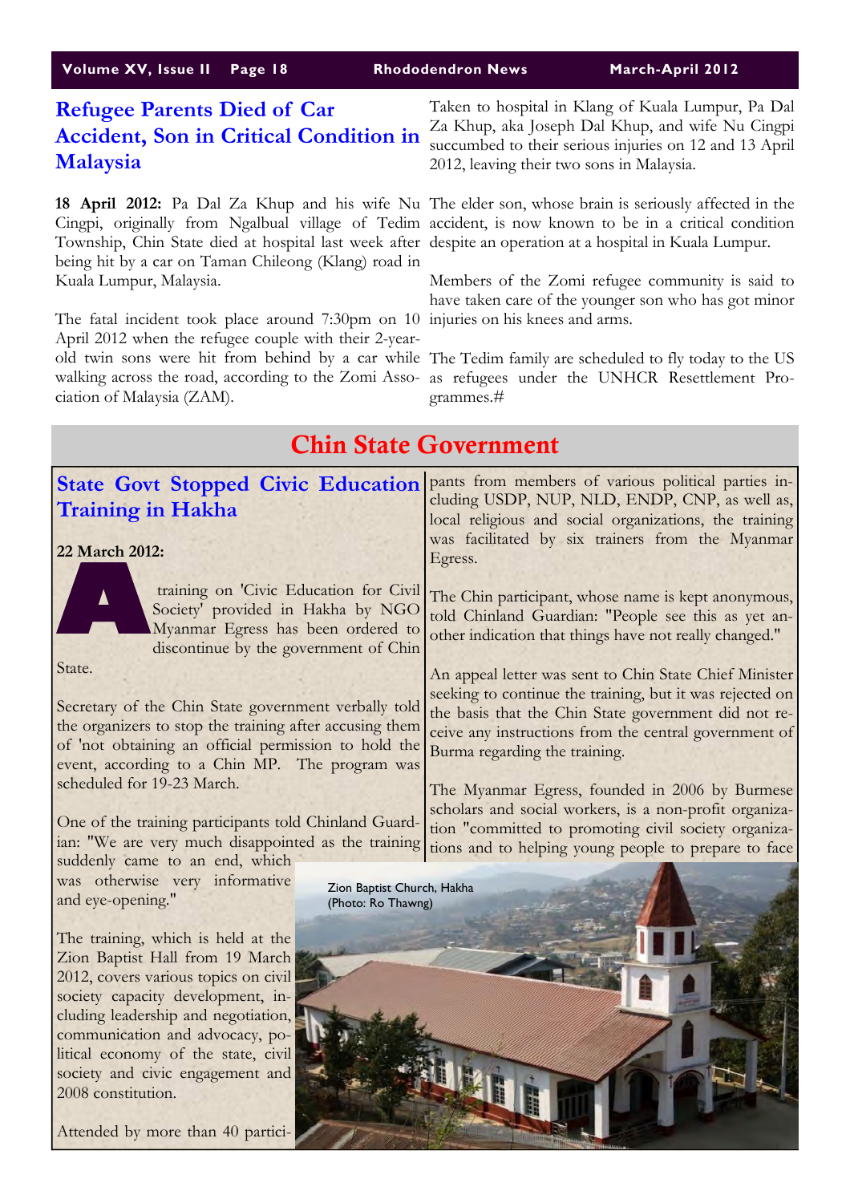## Refugee Parents Died of Car Accident, Son in Critical Condition in Malaysia

**18 April 2012:** Pa Dal Za Khup and his wife Nu Cingpi, originally from Ngalbual village of Tedim Township, Chin State died at hospital last week after being hit by a car on Taman Chileong (Klang) road in Kuala Lumpur, Malaysia.

The fatal incident took place around 7:30pm on 10 April 2012 when the refugee couple with their 2-year-old twin sons were hit from behind by a car while walking across the road, according to the Zomi Association of Malaysia (ZAM).

Taken to hospital in Klang of Kuala Lumpur, Pa Dal Za Khup, aka Joseph Dal Khup, and wife Nu Cingpi succumbed to their serious injuries on 12 and 13 April 2012, leaving their two sons in Malaysia.

The elder son, whose brain is seriously affected in the accident, is now known to be in a critical condition despite an operation at a hospital in Kuala Lumpur.

Members of the Zomi refugee community is said to have taken care of the younger son who has got minor injuries on his knees and arms.

The Tedim family are scheduled to fly today to the US as refugees under the UNHCR Resettlement Programmes.#

# Chin State Government

## State Govt Stopped Civic Education Training in Hakha

**22 March 2012:**

A training on 'Civic Education for Civil Society' provided in Hakha by NGO Myanmar Egress has been ordered to discontinue by the government of Chin State.

Secretary of the Chin State government verbally told the organizers to stop the training after accusing them of 'not obtaining an official permission to hold the event, according to a Chin MP. The program was scheduled for 19-23 March.

One of the training participants told Chinland Guardian: "We are very much disappointed as the training suddenly came to an end, which was otherwise very informative and eye-opening."

The training, which is held at the Zion Baptist Hall from 19 March 2012, covers various topics on civil society capacity development, including leadership and negotiation, communication and advocacy, political economy of the state, civil society and civic engagement and 2008 constitution.

Attended by more than 40 participants from members of various political parties including USDP, NUP, NLD, ENDP, CNP, as well as, local religious and social organizations, the training was facilitated by six trainers from the Myanmar Egress.

The Chin participant, whose name is kept anonymous, told Chinland Guardian: "People see this as yet another indication that things have not really changed."

An appeal letter was sent to Chin State Chief Minister seeking to continue the training, but it was rejected on the basis that the Chin State government did not receive any instructions from the central government of Burma regarding the training.

The Myanmar Egress, founded in 2006 by Burmese scholars and social workers, is a non-profit organization "committed to promoting civil society organizations and to helping young people to prepare to face

Zion Baptist Church, Hakha (Photo: Ro Thawng)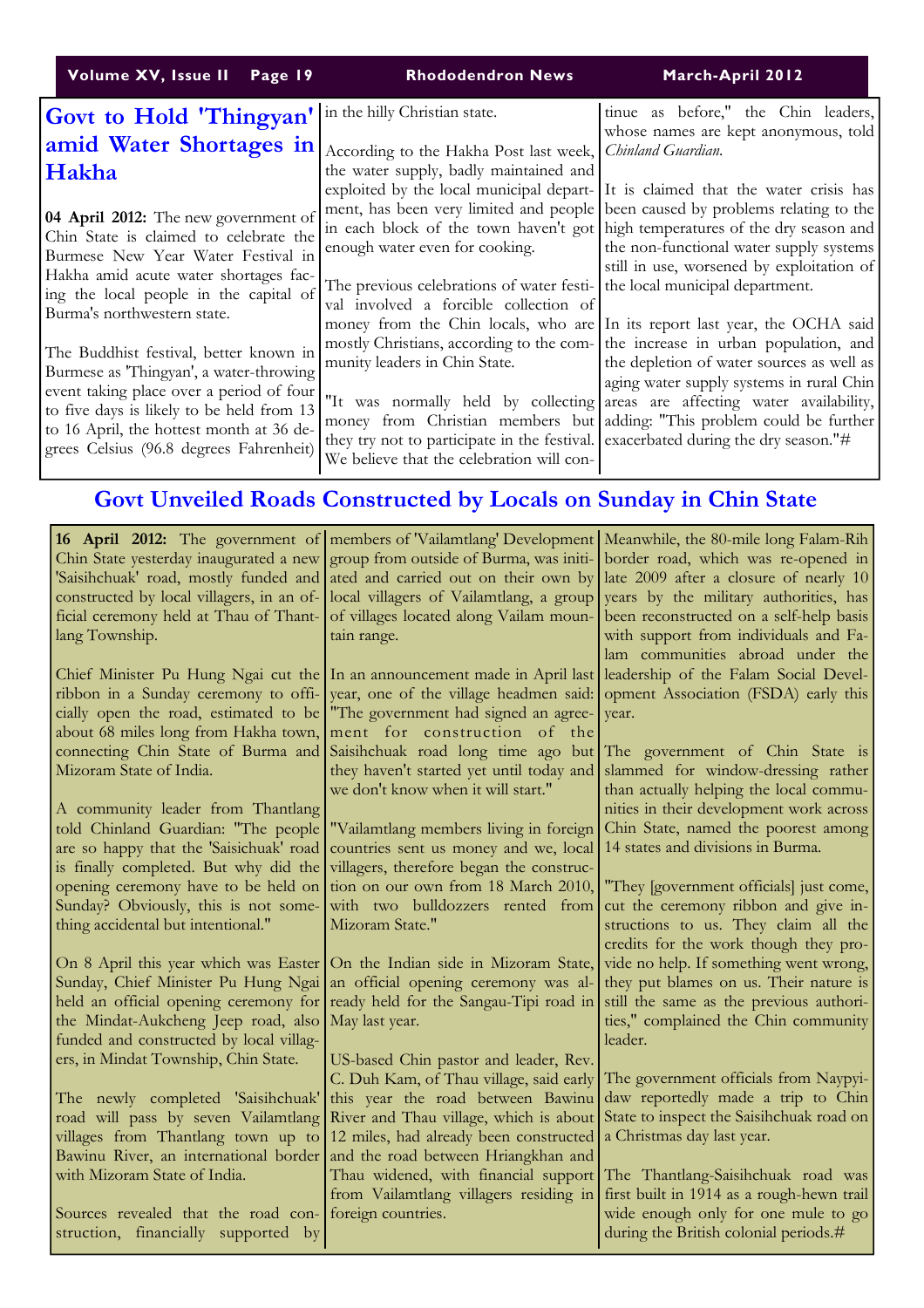## Govt to Hold 'Thingyan' amid Water Shortages in Hakha

**04 April 2012:** The new government of Chin State is claimed to celebrate the Burmese New Year Water Festival in Hakha amid acute water shortages facing the local people in the capital of Burma's northwestern state.

The Buddhist festival, better known in Burmese as 'Thingyan', a water-throwing event taking place over a period of four to five days is likely to be held from 13 to 16 April, the hottest month at 36 degrees Celsius (96.8 degrees Fahrenheit) in the hilly Christian state.

According to the Hakha Post last week, the water supply, badly maintained and exploited by the local municipal department, has been very limited and people in each block of the town haven't got enough water even for cooking.

The previous celebrations of water festival involved a forcible collection of money from the Chin locals, who are mostly Christians, according to the community leaders in Chin State.

"It was normally held by collecting money from Christian members but they try not to participate in the festival. We believe that the celebration will continue as before," the Chin leaders, whose names are kept anonymous, told *Chinland Guardian*.

It is claimed that the water crisis has been caused by problems relating to the high temperatures of the dry season and the non-functional water supply systems still in use, worsened by exploitation of the local municipal department.

In its report last year, the OCHA said the increase in urban population, and the depletion of water sources as well as aging water supply systems in rural Chin areas are affecting water availability, adding: "This problem could be further exacerbated during the dry season."#

## Govt Unveiled Roads Constructed by Locals on Sunday in Chin State

**16 April 2012:** The government of Chin State yesterday inaugurated a new 'Saisihchuak' road, mostly funded and constructed by local villagers, in an official ceremony held at Thau of Thantlang Township.

Chief Minister Pu Hung Ngai cut the ribbon in a Sunday ceremony to officially open the road, estimated to be about 68 miles long from Hakha town, connecting Chin State of Burma and Mizoram State of India.

A community leader from Thantlang told Chinland Guardian: "The people are so happy that the 'Saisichuak' road is finally completed. But why did the opening ceremony have to be held on Sunday? Obviously, this is not something accidental but intentional."

On 8 April this year which was Easter Sunday, Chief Minister Pu Hung Ngai held an official opening ceremony for the Mindat-Aukcheng Jeep road, also funded and constructed by local villagers, in Mindat Township, Chin State.

The newly completed 'Saisihchuak' road will pass by seven Vailamtlang villages from Thantlang town up to Bawinu River, an international border with Mizoram State of India.

Sources revealed that the road construction, financially supported by members of 'Vailamtlang' Development group from outside of Burma, was initiated and carried out on their own by local villagers of Vailamtlang, a group of villages located along Vailam mountain range.

In an announcement made in April last year, one of the village headmen said: "The government had signed an agreement for construction of the Saisihchuak road long time ago but they haven't started yet until today and we don't know when it will start."

"Vailamtlang members living in foreign countries sent us money and we, local villagers, therefore began the construction on our own from 18 March 2010, with two bulldozers rented from Mizoram State."

On the Indian side in Mizoram State, an official opening ceremony was already held for the Sangau-Tipi road in May last year.

US-based Chin pastor and leader, Rev. C. Duh Kam, of Thau village, said early this year the road between Bawinu River and Thau village, which is about 12 miles, had already been constructed and the road between Hriangkhan and Thau widened, with financial support from Vailamtlang villagers residing in foreign countries.

Meanwhile, the 80-mile long Falam-Rih border road, which was re-opened in late 2009 after a closure of nearly 10 years by the military authorities, has been reconstructed on a self-help basis with support from individuals and Falam communities abroad under the leadership of the Falam Social Development Association (FSDA) early this year.

The government of Chin State is slammed for window-dressing rather than actually helping the local communities in their development work across Chin State, named the poorest among 14 states and divisions in Burma.

"They [government officials] just come, cut the ceremony ribbon and give instructions to us. They claim all the credits for the work though they provide no help. If something went wrong, they put blames on us. Their nature is still the same as the previous authorities," complained the Chin community leader.

The government officials from Naypyidaw reportedly made a trip to Chin State to inspect the Saisihchuak road on a Christmas day last year.

The Thantlang-Saisihchuak road was first built in 1914 as a rough-hewn trail wide enough only for one mule to go during the British colonial periods.#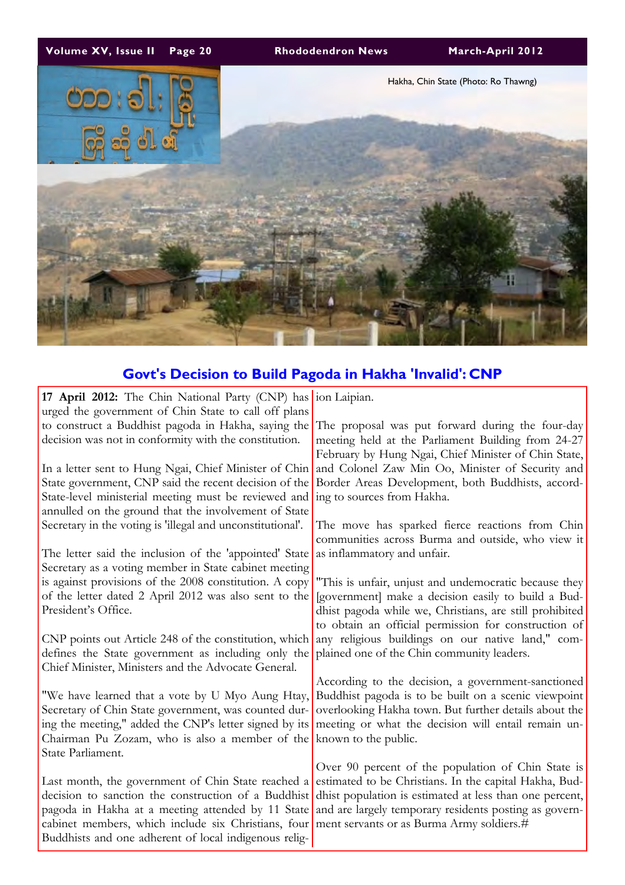Hakha, Chin State (Photo: Ro Thawng)

## Govt's Decision to Build Pagoda in Hakha 'Invalid': CNP

**17 April 2012:** The Chin National Party (CNP) has urged the government of Chin State to call off plans to construct a Buddhist pagoda in Hakha, saying the decision was not in conformity with the constitution.

In a letter sent to Hung Ngai, Chief Minister of Chin State government, CNP said the recent decision of the State-level ministerial meeting must be reviewed and annulled on the ground that the involvement of State Secretary in the voting is 'illegal and unconstitutional'.

The letter said the inclusion of the 'appointed' State Secretary as a voting member in State cabinet meeting is against provisions of the 2008 constitution. A copy of the letter dated 2 April 2012 was also sent to the President's Office.

CNP points out Article 248 of the constitution, which defines the State government as including only the Chief Minister, Ministers and the Advocate General.

"We have learned that a vote by U Myo Aung Htay, Secretary of Chin State government, was counted during the meeting," added the CNP's letter signed by its Chairman Pu Zozam, who is also a member of the State Parliament.

Last month, the government of Chin State reached a decision to sanction the construction of a Buddhist pagoda in Hakha at a meeting attended by 11 State cabinet members, which include six Christians, four Buddhists and one adherent of local indigenous religion Laipian.

The proposal was put forward during the four-day meeting held at the Parliament Building from 24-27 February by Hung Ngai, Chief Minister of Chin State, and Colonel Zaw Min Oo, Minister of Security and Border Areas Development, both Buddhists, according to sources from Hakha.

The move has sparked fierce reactions from Chin communities across Burma and outside, who view it as inflammatory and unfair.

"This is unfair, unjust and undemocratic because they [government] make a decision easily to build a Buddhist pagoda while we, Christians, are still prohibited to obtain an official permission for construction of any religious buildings on our native land," complained one of the Chin community leaders.

According to the decision, a government-sanctioned Buddhist pagoda is to be built on a scenic viewpoint overlooking Hakha town. But further details about the meeting or what the decision will entail remain unknown to the public.

Over 90 percent of the population of Chin State is estimated to be Christians. In the capital Hakha, Buddhist population is estimated at less than one percent, and are largely temporary residents posting as government servants or as Burma Army soldiers.#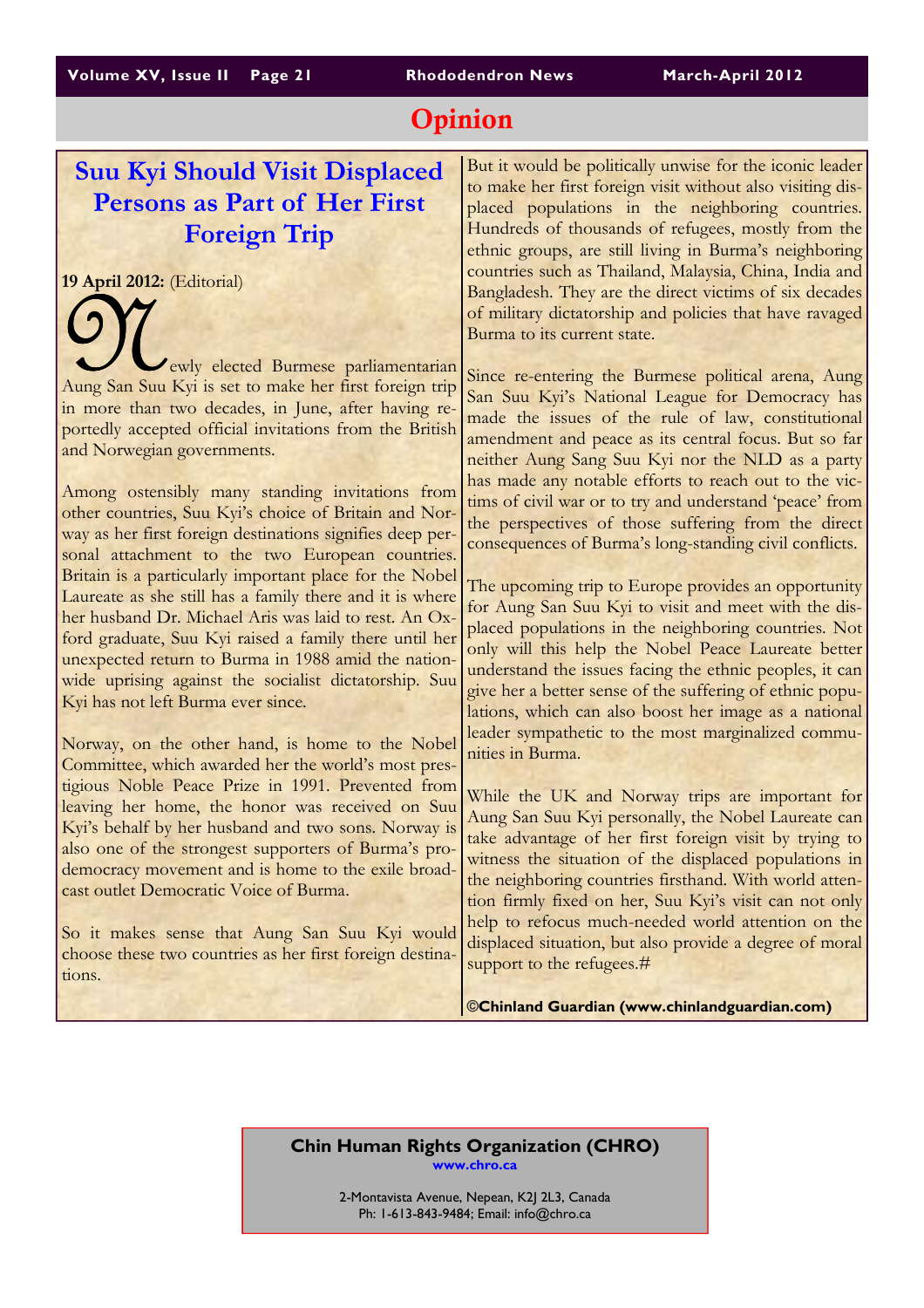# Opinion

## Suu Kyi Should Visit Displaced Persons as Part of Her First Foreign Trip

**19 April 2012:** (Editorial)

Newly elected Burmese parliamentarian Aung San Suu Kyi is set to make her first foreign trip in more than two decades, in June, after having reportedly accepted official invitations from the British and Norwegian governments.

Among ostensibly many standing invitations from other countries, Suu Kyi's choice of Britain and Norway as her first foreign destinations signifies deep personal attachment to the two European countries. Britain is a particularly important place for the Nobel Laureate as she still has a family there and it is where her husband Dr. Michael Aris was laid to rest. An Oxford graduate, Suu Kyi raised a family there until her unexpected return to Burma in 1988 amid the nationwide uprising against the socialist dictatorship. Suu Kyi has not left Burma ever since.

Norway, on the other hand, is home to the Nobel Committee, which awarded her the world's most prestigious Noble Peace Prize in 1991. Prevented from leaving her home, the honor was received on Suu Kyi's behalf by her husband and two sons. Norway is also one of the strongest supporters of Burma's pro-democracy movement and is home to the exile broadcast outlet Democratic Voice of Burma.

So it makes sense that Aung San Suu Kyi would choose these two countries as her first foreign destinations.

But it would be politically unwise for the iconic leader to make her first foreign visit without also visiting displaced populations in the neighboring countries. Hundreds of thousands of refugees, mostly from the ethnic groups, are still living in Burma's neighboring countries such as Thailand, Malaysia, China, India and Bangladesh. They are the direct victims of six decades of military dictatorship and policies that have ravaged Burma to its current state.

Since re-entering the Burmese political arena, Aung San Suu Kyi's National League for Democracy has made the issues of the rule of law, constitutional amendment and peace as its central focus. But so far neither Aung Sang Suu Kyi nor the NLD as a party has made any notable efforts to reach out to the victims of civil war or to try and understand 'peace' from the perspectives of those suffering from the direct consequences of Burma's long-standing civil conflicts.

The upcoming trip to Europe provides an opportunity for Aung San Suu Kyi to visit and meet with the displaced populations in the neighboring countries. Not only will this help the Nobel Peace Laureate better understand the issues facing the ethnic peoples, it can give her a better sense of the suffering of ethnic populations, which can also boost her image as a national leader sympathetic to the most marginalized communities in Burma.

While the UK and Norway trips are important for Aung San Suu Kyi personally, the Nobel Laureate can take advantage of her first foreign visit by trying to witness the situation of the displaced populations in the neighboring countries firsthand. With world attention firmly fixed on her, Suu Kyi's visit can not only help to refocus much-needed world attention on the displaced situation, but also provide a degree of moral support to the refugees.#

**©Chinland Guardian (www.chinlandguardian.com)**

**Chin Human Rights Organization (CHRO)**
www.chro.ca

2-Montavista Avenue, Nepean, K2J 2L3, Canada
Ph: 1-613-843-9484; Email: info@chro.ca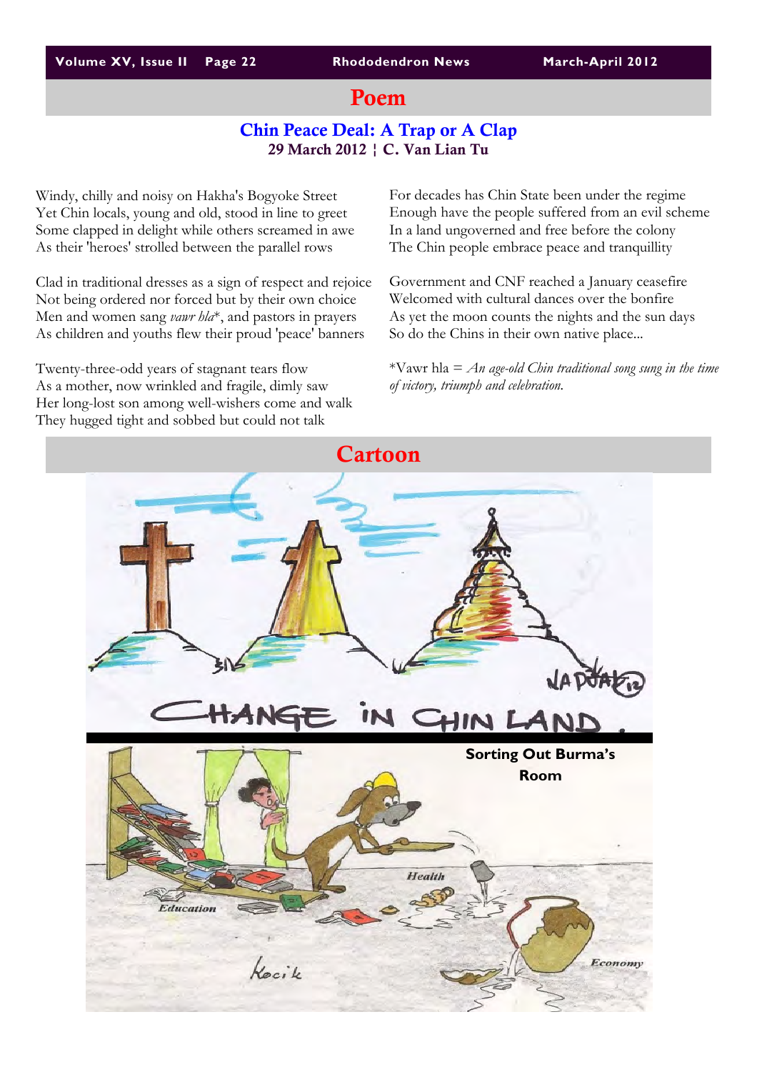## Poem

### Chin Peace Deal: A Trap or A Clap

**29 March 2012 ¦ C. Van Lian Tu**

Windy, chilly and noisy on Hakha's Bogyoke Street
Yet Chin locals, young and old, stood in line to greet
Some clapped in delight while others screamed in awe
As their 'heroes' strolled between the parallel rows

Clad in traditional dresses as a sign of respect and rejoice
Not being ordered nor forced but by their own choice
Men and women sang *vawr hla**, and pastors in prayers
As children and youths flew their proud 'peace' banners

Twenty-three-odd years of stagnant tears flow
As a mother, now wrinkled and fragile, dimly saw
Her long-lost son among well-wishers come and walk
They hugged tight and sobbed but could not talk

For decades has Chin State been under the regime
Enough have the people suffered from an evil scheme
In a land ungoverned and free before the colony
The Chin people embrace peace and tranquillity

Government and CNF reached a January ceasefire
Welcomed with cultural dances over the bonfire
As yet the moon counts the nights and the sun days
So do the Chins in their own native place...

*Vawr hla = *An age-old Chin traditional song sung in the time of victory, triumph and celebration.*

## Cartoon

CHANGE IN CHIN LAND.

Sorting Out Burma's Room

Health

Education

Economy